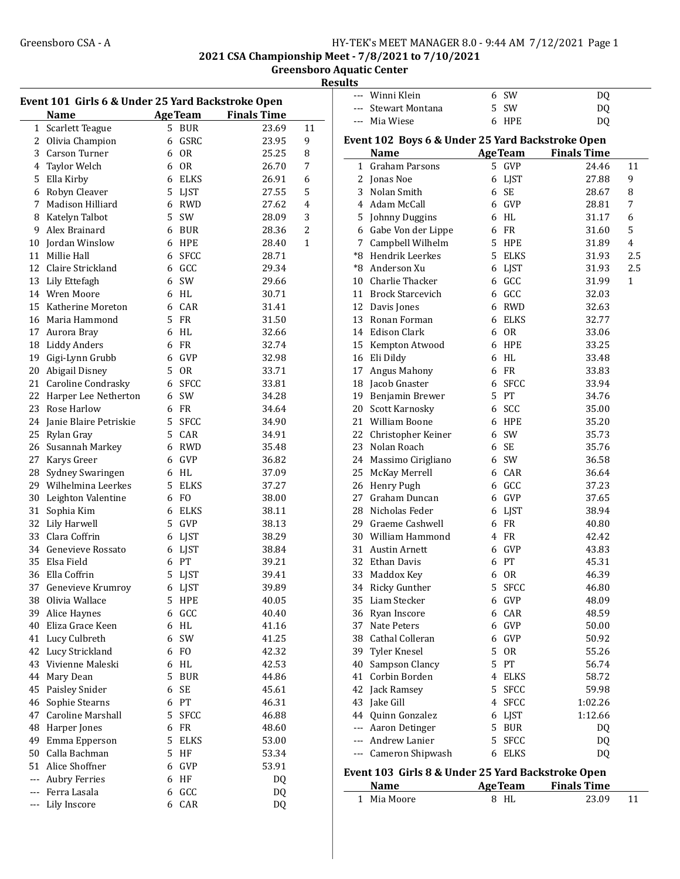## 2021 CSA Championship Meet - 7/8/2021 to 7/10/2021

### Greensboro Aquatic Center

### Results

#### Event 101 Girls 6 & Under 25 Yard Backstroke Open

| | Name | Age | Team | Finals Time | |
|---|---|---|---|---|---|
| 1 | Scarlett Teague | 5 | BUR | 23.69 | 11 |
| 2 | Olivia Champion | 6 | GSRC | 23.95 | 9 |
| 3 | Carson Turner | 6 | OR | 25.25 | 8 |
| 4 | Taylor Welch | 6 | OR | 26.70 | 7 |
| 5 | Ella Kirby | 6 | ELKS | 26.91 | 6 |
| 6 | Robyn Cleaver | 5 | LJST | 27.55 | 5 |
| 7 | Madison Hilliard | 6 | RWD | 27.62 | 4 |
| 8 | Katelyn Talbot | 5 | SW | 28.09 | 3 |
| 9 | Alex Brainard | 6 | BUR | 28.36 | 2 |
| 10 | Jordan Winslow | 6 | HPE | 28.40 | 1 |
| 11 | Millie Hall | 6 | SFCC | 28.71 | |
| 12 | Claire Strickland | 6 | GCC | 29.34 | |
| 13 | Lily Ettefagh | 6 | SW | 29.66 | |
| 14 | Wren Moore | 6 | HL | 30.71 | |
| 15 | Katherine Moreton | 6 | CAR | 31.41 | |
| 16 | Maria Hammond | 5 | FR | 31.50 | |
| 17 | Aurora Bray | 6 | HL | 32.66 | |
| 18 | Liddy Anders | 6 | FR | 32.74 | |
| 19 | Gigi-Lynn Grubb | 6 | GVP | 32.98 | |
| 20 | Abigail Disney | 5 | OR | 33.71 | |
| 21 | Caroline Condrasky | 6 | SFCC | 33.81 | |
| 22 | Harper Lee Netherton | 6 | SW | 34.28 | |
| 23 | Rose Harlow | 6 | FR | 34.64 | |
| 24 | Janie Blaire Petriskie | 5 | SFCC | 34.90 | |
| 25 | Rylan Gray | 5 | CAR | 34.91 | |
| 26 | Susannah Markey | 6 | RWD | 35.48 | |
| 27 | Karys Greer | 6 | GVP | 36.82 | |
| 28 | Sydney Swaringen | 6 | HL | 37.09 | |
| 29 | Wilhelmina Leerkes | 5 | ELKS | 37.27 | |
| 30 | Leighton Valentine | 6 | FO | 38.00 | |
| 31 | Sophia Kim | 6 | ELKS | 38.11 | |
| 32 | Lily Harwell | 5 | GVP | 38.13 | |
| 33 | Clara Coffrin | 6 | LJST | 38.29 | |
| 34 | Genevieve Rossato | 6 | LJST | 38.84 | |
| 35 | Elsa Field | 6 | PT | 39.21 | |
| 36 | Ella Coffrin | 5 | LJST | 39.41 | |
| 37 | Genevieve Krumroy | 6 | LJST | 39.89 | |
| 38 | Olivia Wallace | 5 | HPE | 40.05 | |
| 39 | Alice Haynes | 6 | GCC | 40.40 | |
| 40 | Eliza Grace Keen | 6 | HL | 41.16 | |
| 41 | Lucy Culbreth | 6 | SW | 41.25 | |
| 42 | Lucy Strickland | 6 | FO | 42.32 | |
| 43 | Vivienne Maleski | 6 | HL | 42.53 | |
| 44 | Mary Dean | 5 | BUR | 44.86 | |
| 45 | Paisley Snider | 6 | SE | 45.61 | |
| 46 | Sophie Stearns | 6 | PT | 46.31 | |
| 47 | Caroline Marshall | 5 | SFCC | 46.88 | |
| 48 | Harper Jones | 6 | FR | 48.60 | |
| 49 | Emma Epperson | 5 | ELKS | 53.00 | |
| 50 | Calla Bachman | 5 | HF | 53.34 | |
| 51 | Alice Shoffner | 6 | GVP | 53.91 | |
| --- | Aubry Ferries | 6 | HF | DQ | |
| --- | Ferra Lasala | 6 | GCC | DQ | |
| --- | Lily Inscore | 6 | CAR | DQ | |
| --- | Winni Klein | 6 | SW | DQ | |
| --- | Stewart Montana | 5 | SW | DQ | |
| --- | Mia Wiese | 6 | HPE | DQ | |

#### Event 102 Boys 6 & Under 25 Yard Backstroke Open

| | Name | Age | Team | Finals Time | |
|---|---|---|---|---|---|
| 1 | Graham Parsons | 5 | GVP | 24.46 | 11 |
| 2 | Jonas Noe | 6 | LJST | 27.88 | 9 |
| 3 | Nolan Smith | 6 | SE | 28.67 | 8 |
| 4 | Adam McCall | 6 | GVP | 28.81 | 7 |
| 5 | Johnny Duggins | 6 | HL | 31.17 | 6 |
| 6 | Gabe Von der Lippe | 6 | FR | 31.60 | 5 |
| 7 | Campbell Wilhelm | 5 | HPE | 31.89 | 4 |
| *8 | Hendrik Leerkes | 5 | ELKS | 31.93 | 2.5 |
| *8 | Anderson Xu | 6 | LJST | 31.93 | 2.5 |
| 10 | Charlie Thacker | 6 | GCC | 31.99 | 1 |
| 11 | Brock Starcevich | 6 | GCC | 32.03 | |
| 12 | Davis Jones | 6 | RWD | 32.63 | |
| 13 | Ronan Forman | 6 | ELKS | 32.77 | |
| 14 | Edison Clark | 6 | OR | 33.06 | |
| 15 | Kempton Atwood | 6 | HPE | 33.25 | |
| 16 | Eli Dildy | 6 | HL | 33.48 | |
| 17 | Angus Mahony | 6 | FR | 33.83 | |
| 18 | Jacob Gnaster | 6 | SFCC | 33.94 | |
| 19 | Benjamin Brewer | 5 | PT | 34.76 | |
| 20 | Scott Karnosky | 6 | SCC | 35.00 | |
| 21 | William Boone | 6 | HPE | 35.20 | |
| 22 | Christopher Keiner | 6 | SW | 35.73 | |
| 23 | Nolan Roach | 6 | SE | 35.76 | |
| 24 | Massimo Cirigliano | 6 | SW | 36.58 | |
| 25 | McKay Merrell | 6 | CAR | 36.64 | |
| 26 | Henry Pugh | 6 | GCC | 37.23 | |
| 27 | Graham Duncan | 6 | GVP | 37.65 | |
| 28 | Nicholas Feder | 6 | LJST | 38.94 | |
| 29 | Graeme Cashwell | 6 | FR | 40.80 | |
| 30 | William Hammond | 4 | FR | 42.42 | |
| 31 | Austin Arnett | 6 | GVP | 43.83 | |
| 32 | Ethan Davis | 6 | PT | 45.31 | |
| 33 | Maddox Key | 6 | OR | 46.39 | |
| 34 | Ricky Gunther | 5 | SFCC | 46.80 | |
| 35 | Liam Stecker | 6 | GVP | 48.09 | |
| 36 | Ryan Inscore | 6 | CAR | 48.59 | |
| 37 | Nate Peters | 6 | GVP | 50.00 | |
| 38 | Cathal Colleran | 6 | GVP | 50.92 | |
| 39 | Tyler Knesel | 5 | OR | 55.26 | |
| 40 | Sampson Clancy | 5 | PT | 56.74 | |
| 41 | Corbin Borden | 4 | ELKS | 58.72 | |
| 42 | Jack Ramsey | 5 | SFCC | 59.98 | |
| 43 | Jake Gill | 4 | SFCC | 1:02.26 | |
| 44 | Quinn Gonzalez | 6 | LJST | 1:12.66 | |
| --- | Aaron Detinger | 5 | BUR | DQ | |
| --- | Andrew Lanier | 5 | SFCC | DQ | |
| --- | Cameron Shipwash | 6 | ELKS | DQ | |

#### Event 103 Girls 8 & Under 25 Yard Backstroke Open

| | Name | Age | Team | Finals Time | |
|---|---|---|---|---|---|
| 1 | Mia Moore | 8 | HL | 23.09 | 11 |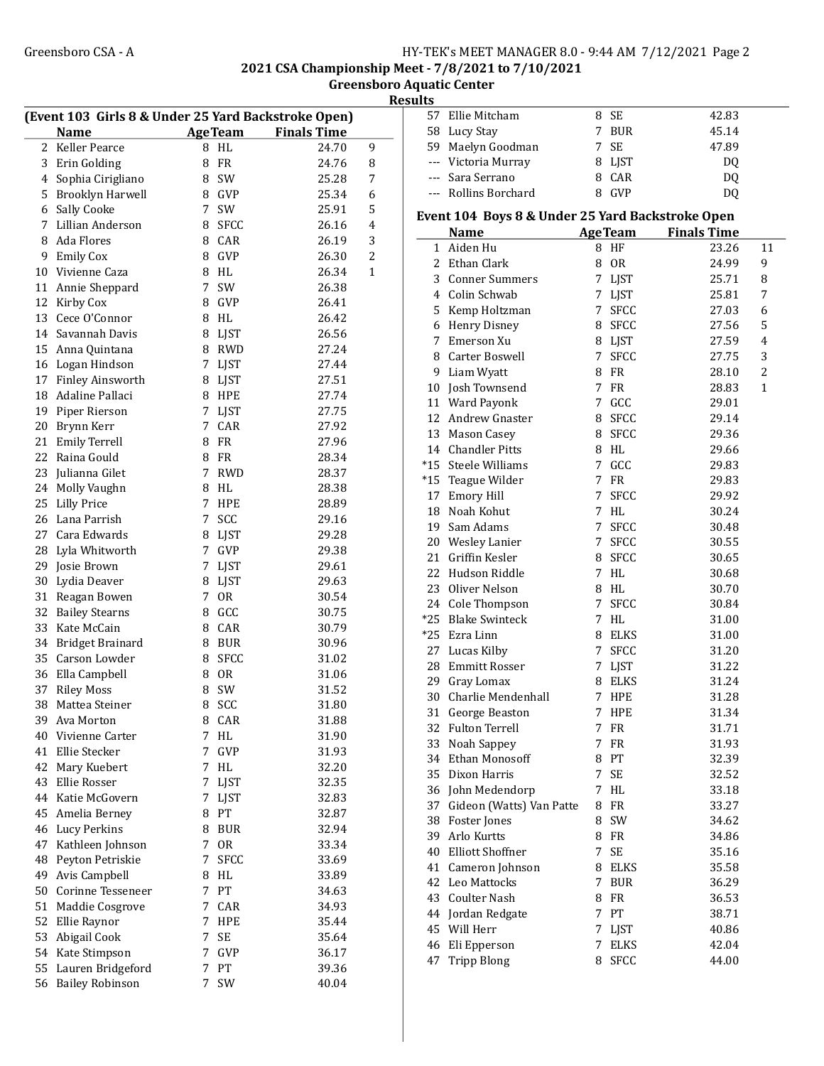## 2021 CSA Championship Meet - 7/8/2021 to 7/10/2021

### Greensboro Aquatic Center

### Results

### (Event 103 Girls 8 & Under 25 Yard Backstroke Open)

| | Name | Age | Team | Finals Time | |
|---|---|---|---|---|---|
| 2 | Keller Pearce | 8 | HL | 24.70 | 9 |
| 3 | Erin Golding | 8 | FR | 24.76 | 8 |
| 4 | Sophia Cirigliano | 8 | SW | 25.28 | 7 |
| 5 | Brooklyn Harwell | 8 | GVP | 25.34 | 6 |
| 6 | Sally Cooke | 7 | SW | 25.91 | 5 |
| 7 | Lillian Anderson | 8 | SFCC | 26.16 | 4 |
| 8 | Ada Flores | 8 | CAR | 26.19 | 3 |
| 9 | Emily Cox | 8 | GVP | 26.30 | 2 |
| 10 | Vivienne Caza | 8 | HL | 26.34 | 1 |
| 11 | Annie Sheppard | 7 | SW | 26.38 | |
| 12 | Kirby Cox | 8 | GVP | 26.41 | |
| 13 | Cece O'Connor | 8 | HL | 26.42 | |
| 14 | Savannah Davis | 8 | LJST | 26.56 | |
| 15 | Anna Quintana | 8 | RWD | 27.24 | |
| 16 | Logan Hindson | 7 | LJST | 27.44 | |
| 17 | Finley Ainsworth | 8 | LJST | 27.51 | |
| 18 | Adaline Pallaci | 8 | HPE | 27.74 | |
| 19 | Piper Rierson | 7 | LJST | 27.75 | |
| 20 | Brynn Kerr | 7 | CAR | 27.92 | |
| 21 | Emily Terrell | 8 | FR | 27.96 | |
| 22 | Raina Gould | 8 | FR | 28.34 | |
| 23 | Julianna Gilet | 7 | RWD | 28.37 | |
| 24 | Molly Vaughn | 8 | HL | 28.38 | |
| 25 | Lilly Price | 7 | HPE | 28.89 | |
| 26 | Lana Parrish | 7 | SCC | 29.16 | |
| 27 | Cara Edwards | 8 | LJST | 29.28 | |
| 28 | Lyla Whitworth | 7 | GVP | 29.38 | |
| 29 | Josie Brown | 7 | LJST | 29.61 | |
| 30 | Lydia Deaver | 8 | LJST | 29.63 | |
| 31 | Reagan Bowen | 7 | OR | 30.54 | |
| 32 | Bailey Stearns | 8 | GCC | 30.75 | |
| 33 | Kate McCain | 8 | CAR | 30.79 | |
| 34 | Bridget Brainard | 8 | BUR | 30.96 | |
| 35 | Carson Lowder | 8 | SFCC | 31.02 | |
| 36 | Ella Campbell | 8 | OR | 31.06 | |
| 37 | Riley Moss | 8 | SW | 31.52 | |
| 38 | Mattea Steiner | 8 | SCC | 31.80 | |
| 39 | Ava Morton | 8 | CAR | 31.88 | |
| 40 | Vivienne Carter | 7 | HL | 31.90 | |
| 41 | Ellie Stecker | 7 | GVP | 31.93 | |
| 42 | Mary Kuebert | 7 | HL | 32.20 | |
| 43 | Ellie Rosser | 7 | LJST | 32.35 | |
| 44 | Katie McGovern | 7 | LJST | 32.83 | |
| 45 | Amelia Berney | 8 | PT | 32.87 | |
| 46 | Lucy Perkins | 8 | BUR | 32.94 | |
| 47 | Kathleen Johnson | 7 | OR | 33.34 | |
| 48 | Peyton Petriskie | 7 | SFCC | 33.69 | |
| 49 | Avis Campbell | 8 | HL | 33.89 | |
| 50 | Corinne Tesseneer | 7 | PT | 34.63 | |
| 51 | Maddie Cosgrove | 7 | CAR | 34.93 | |
| 52 | Ellie Raynor | 7 | HPE | 35.44 | |
| 53 | Abigail Cook | 7 | SE | 35.64 | |
| 54 | Kate Stimpson | 7 | GVP | 36.17 | |
| 55 | Lauren Bridgeford | 7 | PT | 39.36 | |
| 56 | Bailey Robinson | 7 | SW | 40.04 | |
| 57 | Ellie Mitcham | 8 | SE | 42.83 | |
| 58 | Lucy Stay | 7 | BUR | 45.14 | |
| 59 | Maelyn Goodman | 7 | SE | 47.89 | |
| --- | Victoria Murray | 8 | LJST | DQ | |
| --- | Sara Serrano | 8 | CAR | DQ | |
| --- | Rollins Borchard | 8 | GVP | DQ | |

### Event 104 Boys 8 & Under 25 Yard Backstroke Open

| | Name | Age | Team | Finals Time | |
|---|---|---|---|---|---|
| 1 | Aiden Hu | 8 | HF | 23.26 | 11 |
| 2 | Ethan Clark | 8 | OR | 24.99 | 9 |
| 3 | Conner Summers | 7 | LJST | 25.71 | 8 |
| 4 | Colin Schwab | 7 | LJST | 25.81 | 7 |
| 5 | Kemp Holtzman | 7 | SFCC | 27.03 | 6 |
| 6 | Henry Disney | 8 | SFCC | 27.56 | 5 |
| 7 | Emerson Xu | 8 | LJST | 27.59 | 4 |
| 8 | Carter Boswell | 7 | SFCC | 27.75 | 3 |
| 9 | Liam Wyatt | 8 | FR | 28.10 | 2 |
| 10 | Josh Townsend | 7 | FR | 28.83 | 1 |
| 11 | Ward Payonk | 7 | GCC | 29.01 | |
| 12 | Andrew Gnaster | 8 | SFCC | 29.14 | |
| 13 | Mason Casey | 8 | SFCC | 29.36 | |
| 14 | Chandler Pitts | 8 | HL | 29.66 | |
| *15 | Steele Williams | 7 | GCC | 29.83 | |
| *15 | Teague Wilder | 7 | FR | 29.83 | |
| 17 | Emory Hill | 7 | SFCC | 29.92 | |
| 18 | Noah Kohut | 7 | HL | 30.24 | |
| 19 | Sam Adams | 7 | SFCC | 30.48 | |
| 20 | Wesley Lanier | 7 | SFCC | 30.55 | |
| 21 | Griffin Kesler | 8 | SFCC | 30.65 | |
| 22 | Hudson Riddle | 7 | HL | 30.68 | |
| 23 | Oliver Nelson | 8 | HL | 30.70 | |
| 24 | Cole Thompson | 7 | SFCC | 30.84 | |
| *25 | Blake Swinteck | 7 | HL | 31.00 | |
| *25 | Ezra Linn | 8 | ELKS | 31.00 | |
| 27 | Lucas Kilby | 7 | SFCC | 31.20 | |
| 28 | Emmitt Rosser | 7 | LJST | 31.22 | |
| 29 | Gray Lomax | 8 | ELKS | 31.24 | |
| 30 | Charlie Mendenhall | 7 | HPE | 31.28 | |
| 31 | George Beaston | 7 | HPE | 31.34 | |
| 32 | Fulton Terrell | 7 | FR | 31.71 | |
| 33 | Noah Sappey | 7 | FR | 31.93 | |
| 34 | Ethan Monosoff | 8 | PT | 32.39 | |
| 35 | Dixon Harris | 7 | SE | 32.52 | |
| 36 | John Medendorp | 7 | HL | 33.18 | |
| 37 | Gideon (Watts) Van Patte | 8 | FR | 33.27 | |
| 38 | Foster Jones | 8 | SW | 34.62 | |
| 39 | Arlo Kurtts | 8 | FR | 34.86 | |
| 40 | Elliott Shoffner | 7 | SE | 35.16 | |
| 41 | Cameron Johnson | 8 | ELKS | 35.58 | |
| 42 | Leo Mattocks | 7 | BUR | 36.29 | |
| 43 | Coulter Nash | 8 | FR | 36.53 | |
| 44 | Jordan Redgate | 7 | PT | 38.71 | |
| 45 | Will Herr | 7 | LJST | 40.86 | |
| 46 | Eli Epperson | 7 | ELKS | 42.04 | |
| 47 | Tripp Blong | 8 | SFCC | 44.00 | |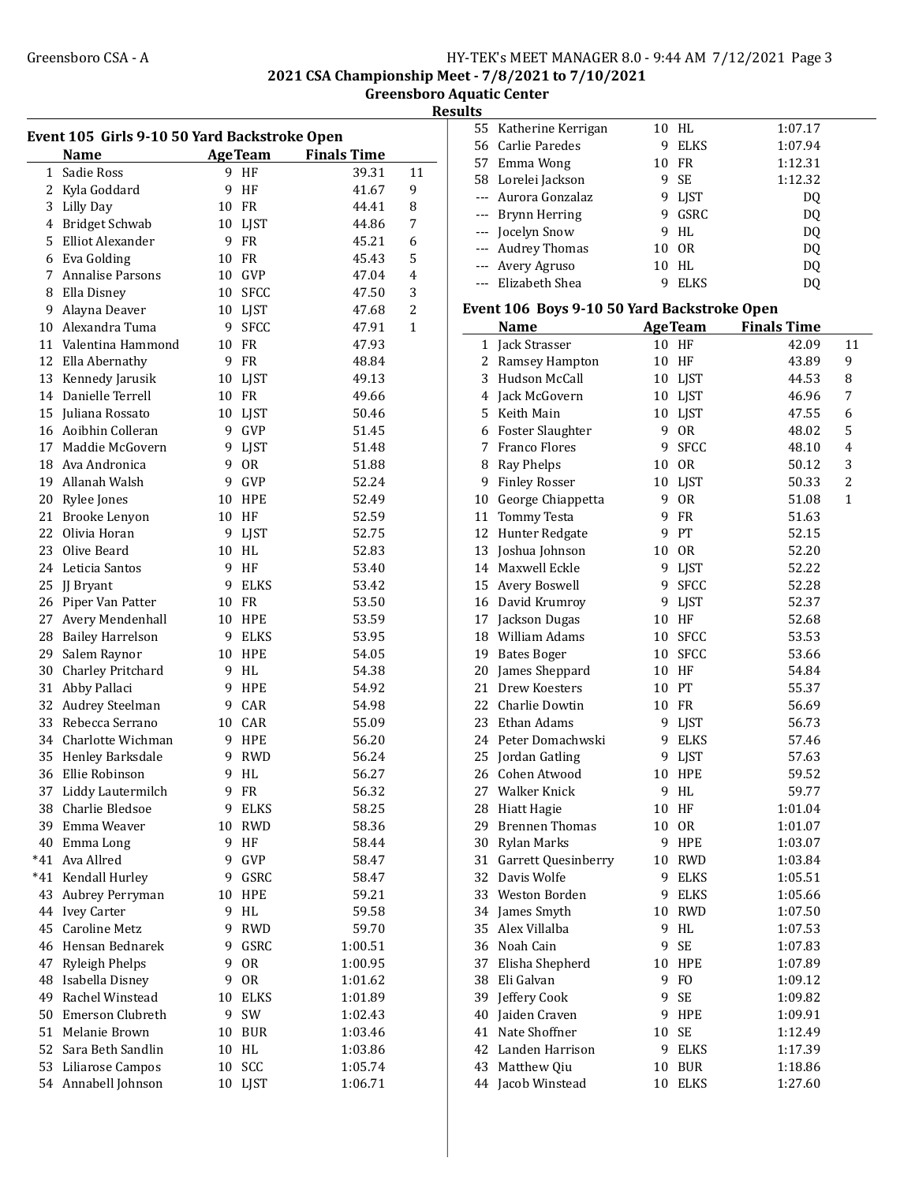**2021 CSA Championship Meet - 7/8/2021 to 7/10/2021**
**Greensboro Aquatic Center**
**Results**

### Event 105 Girls 9-10 50 Yard Backstroke Open

| | Name | Age | Team | Finals Time | |
|---|---|---|---|---|---|
| 1 | Sadie Ross | 9 | HF | 39.31 | 11 |
| 2 | Kyla Goddard | 9 | HF | 41.67 | 9 |
| 3 | Lilly Day | 10 | FR | 44.41 | 8 |
| 4 | Bridget Schwab | 10 | LJST | 44.86 | 7 |
| 5 | Elliot Alexander | 9 | FR | 45.21 | 6 |
| 6 | Eva Golding | 10 | FR | 45.43 | 5 |
| 7 | Annalise Parsons | 10 | GVP | 47.04 | 4 |
| 8 | Ella Disney | 10 | SFCC | 47.50 | 3 |
| 9 | Alayna Deaver | 10 | LJST | 47.68 | 2 |
| 10 | Alexandra Tuma | 9 | SFCC | 47.91 | 1 |
| 11 | Valentina Hammond | 10 | FR | 47.93 | |
| 12 | Ella Abernathy | 9 | FR | 48.84 | |
| 13 | Kennedy Jarusik | 10 | LJST | 49.13 | |
| 14 | Danielle Terrell | 10 | FR | 49.66 | |
| 15 | Juliana Rossato | 10 | LJST | 50.46 | |
| 16 | Aoibhin Colleran | 9 | GVP | 51.45 | |
| 17 | Maddie McGovern | 9 | LJST | 51.48 | |
| 18 | Ava Andronica | 9 | OR | 51.88 | |
| 19 | Allanah Walsh | 9 | GVP | 52.24 | |
| 20 | Rylee Jones | 10 | HPE | 52.49 | |
| 21 | Brooke Lenyon | 10 | HF | 52.59 | |
| 22 | Olivia Horan | 9 | LJST | 52.75 | |
| 23 | Olive Beard | 10 | HL | 52.83 | |
| 24 | Leticia Santos | 9 | HF | 53.40 | |
| 25 | JJ Bryant | 9 | ELKS | 53.42 | |
| 26 | Piper Van Patter | 10 | FR | 53.50 | |
| 27 | Avery Mendenhall | 10 | HPE | 53.59 | |
| 28 | Bailey Harrelson | 9 | ELKS | 53.95 | |
| 29 | Salem Raynor | 10 | HPE | 54.05 | |
| 30 | Charley Pritchard | 9 | HL | 54.38 | |
| 31 | Abby Pallaci | 9 | HPE | 54.92 | |
| 32 | Audrey Steelman | 9 | CAR | 54.98 | |
| 33 | Rebecca Serrano | 10 | CAR | 55.09 | |
| 34 | Charlotte Wichman | 9 | HPE | 56.20 | |
| 35 | Henley Barksdale | 9 | RWD | 56.24 | |
| 36 | Ellie Robinson | 9 | HL | 56.27 | |
| 37 | Liddy Lautermilch | 9 | FR | 56.32 | |
| 38 | Charlie Bledsoe | 9 | ELKS | 58.25 | |
| 39 | Emma Weaver | 10 | RWD | 58.36 | |
| 40 | Emma Long | 9 | HF | 58.44 | |
| *41 | Ava Allred | 9 | GVP | 58.47 | |
| *41 | Kendall Hurley | 9 | GSRC | 58.47 | |
| 43 | Aubrey Perryman | 10 | HPE | 59.21 | |
| 44 | Ivey Carter | 9 | HL | 59.58 | |
| 45 | Caroline Metz | 9 | RWD | 59.70 | |
| 46 | Hensan Bednarek | 9 | GSRC | 1:00.51 | |
| 47 | Ryleigh Phelps | 9 | OR | 1:00.95 | |
| 48 | Isabella Disney | 9 | OR | 1:01.62 | |
| 49 | Rachel Winstead | 10 | ELKS | 1:01.89 | |
| 50 | Emerson Clubreth | 9 | SW | 1:02.43 | |
| 51 | Melanie Brown | 10 | BUR | 1:03.46 | |
| 52 | Sara Beth Sandlin | 10 | HL | 1:03.86 | |
| 53 | Liliarose Campos | 10 | SCC | 1:05.74 | |
| 54 | Annabell Johnson | 10 | LJST | 1:06.71 | |
| 55 | Katherine Kerrigan | 10 | HL | 1:07.17 | |
| 56 | Carlie Paredes | 9 | ELKS | 1:07.94 | |
| 57 | Emma Wong | 10 | FR | 1:12.31 | |
| 58 | Lorelei Jackson | 9 | SE | 1:12.32 | |
| --- | Aurora Gonzalaz | 9 | LJST | DQ | |
| --- | Brynn Herring | 9 | GSRC | DQ | |
| --- | Jocelyn Snow | 9 | HL | DQ | |
| --- | Audrey Thomas | 10 | OR | DQ | |
| --- | Avery Agruso | 10 | HL | DQ | |
| --- | Elizabeth Shea | 9 | ELKS | DQ | |

### Event 106 Boys 9-10 50 Yard Backstroke Open

| | Name | Age | Team | Finals Time | |
|---|---|---|---|---|---|
| 1 | Jack Strasser | 10 | HF | 42.09 | 11 |
| 2 | Ramsey Hampton | 10 | HF | 43.89 | 9 |
| 3 | Hudson McCall | 10 | LJST | 44.53 | 8 |
| 4 | Jack McGovern | 10 | LJST | 46.96 | 7 |
| 5 | Keith Main | 10 | LJST | 47.55 | 6 |
| 6 | Foster Slaughter | 9 | OR | 48.02 | 5 |
| 7 | Franco Flores | 9 | SFCC | 48.10 | 4 |
| 8 | Ray Phelps | 10 | OR | 50.12 | 3 |
| 9 | Finley Rosser | 10 | LJST | 50.33 | 2 |
| 10 | George Chiappetta | 9 | OR | 51.08 | 1 |
| 11 | Tommy Testa | 9 | FR | 51.63 | |
| 12 | Hunter Redgate | 9 | PT | 52.15 | |
| 13 | Joshua Johnson | 10 | OR | 52.20 | |
| 14 | Maxwell Eckle | 9 | LJST | 52.22 | |
| 15 | Avery Boswell | 9 | SFCC | 52.28 | |
| 16 | David Krumroy | 9 | LJST | 52.37 | |
| 17 | Jackson Dugas | 10 | HF | 52.68 | |
| 18 | William Adams | 10 | SFCC | 53.53 | |
| 19 | Bates Boger | 10 | SFCC | 53.66 | |
| 20 | James Sheppard | 10 | HF | 54.84 | |
| 21 | Drew Koesters | 10 | PT | 55.37 | |
| 22 | Charlie Dowtin | 10 | FR | 56.69 | |
| 23 | Ethan Adams | 9 | LJST | 56.73 | |
| 24 | Peter Domachwski | 9 | ELKS | 57.46 | |
| 25 | Jordan Gatling | 9 | LJST | 57.63 | |
| 26 | Cohen Atwood | 10 | HPE | 59.52 | |
| 27 | Walker Knick | 9 | HL | 59.77 | |
| 28 | Hiatt Hagie | 10 | HF | 1:01.04 | |
| 29 | Brennen Thomas | 10 | OR | 1:01.07 | |
| 30 | Rylan Marks | 9 | HPE | 1:03.07 | |
| 31 | Garrett Quesinberry | 10 | RWD | 1:03.84 | |
| 32 | Davis Wolfe | 9 | ELKS | 1:05.51 | |
| 33 | Weston Borden | 9 | ELKS | 1:05.66 | |
| 34 | James Smyth | 10 | RWD | 1:07.50 | |
| 35 | Alex Villalba | 9 | HL | 1:07.53 | |
| 36 | Noah Cain | 9 | SE | 1:07.83 | |
| 37 | Elisha Shepherd | 10 | HPE | 1:07.89 | |
| 38 | Eli Galvan | 9 | FO | 1:09.12 | |
| 39 | Jeffery Cook | 9 | SE | 1:09.82 | |
| 40 | Jaiden Craven | 9 | HPE | 1:09.91 | |
| 41 | Nate Shoffner | 10 | SE | 1:12.49 | |
| 42 | Landen Harrison | 9 | ELKS | 1:17.39 | |
| 43 | Matthew Qiu | 10 | BUR | 1:18.86 | |
| 44 | Jacob Winstead | 10 | ELKS | 1:27.60 | |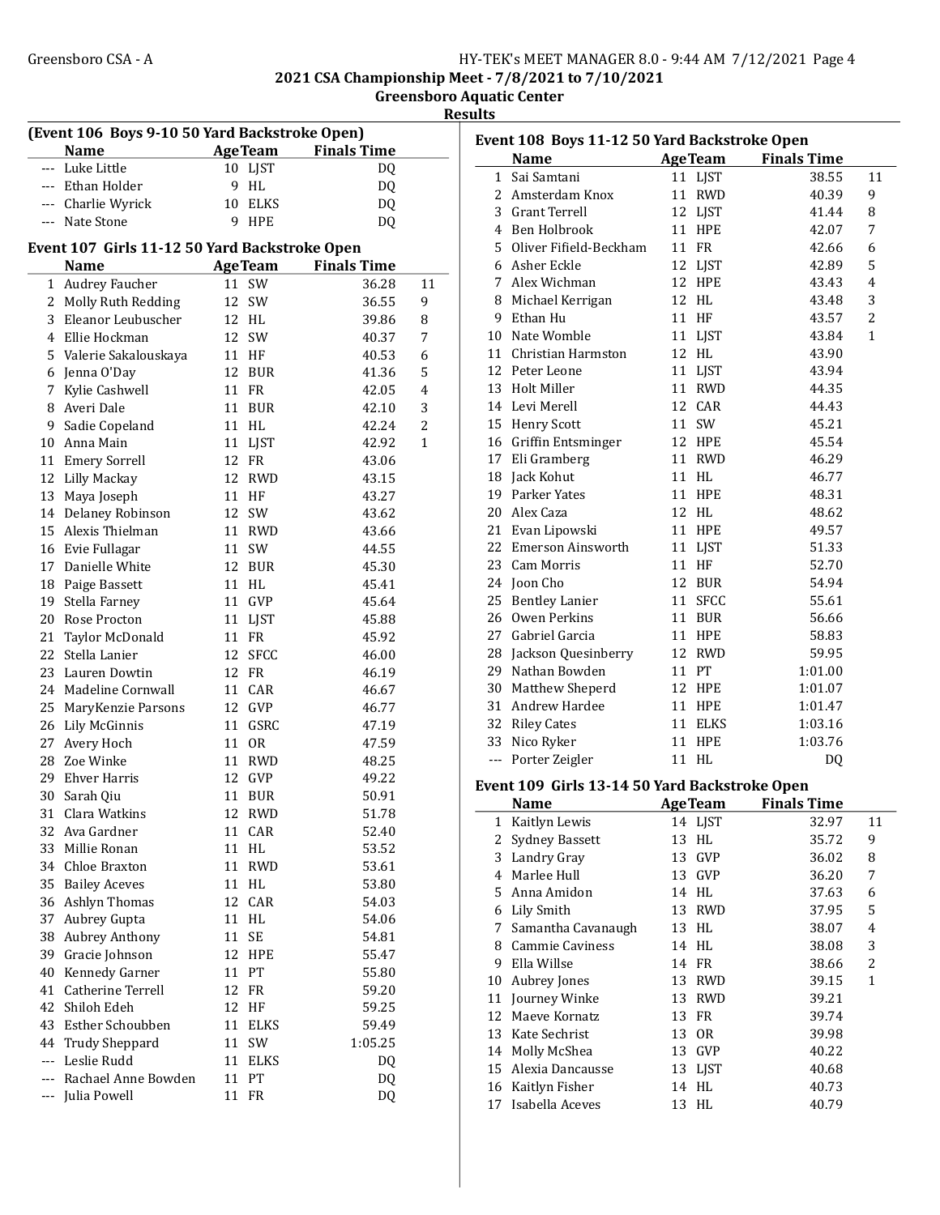**2021 CSA Championship Meet - 7/8/2021 to 7/10/2021**

**Greensboro Aquatic Center**

**Results**

### (Event 106 Boys 9-10 50 Yard Backstroke Open)

| | Name | Age | Team | Finals Time | |
|---|---|---|---|---|---|
| --- | Luke Little | 10 | LJST | DQ | |
| --- | Ethan Holder | 9 | HL | DQ | |
| --- | Charlie Wyrick | 10 | ELKS | DQ | |
| --- | Nate Stone | 9 | HPE | DQ | |

### Event 107 Girls 11-12 50 Yard Backstroke Open

| | Name | Age | Team | Finals Time | |
|---|---|---|---|---|---|
| 1 | Audrey Faucher | 11 | SW | 36.28 | 11 |
| 2 | Molly Ruth Redding | 12 | SW | 36.55 | 9 |
| 3 | Eleanor Leubuscher | 12 | HL | 39.86 | 8 |
| 4 | Ellie Hockman | 12 | SW | 40.37 | 7 |
| 5 | Valerie Sakalouskaya | 11 | HF | 40.53 | 6 |
| 6 | Jenna O'Day | 12 | BUR | 41.36 | 5 |
| 7 | Kylie Cashwell | 11 | FR | 42.05 | 4 |
| 8 | Averi Dale | 11 | BUR | 42.10 | 3 |
| 9 | Sadie Copeland | 11 | HL | 42.24 | 2 |
| 10 | Anna Main | 11 | LJST | 42.92 | 1 |
| 11 | Emery Sorrell | 12 | FR | 43.06 | |
| 12 | Lilly Mackay | 12 | RWD | 43.15 | |
| 13 | Maya Joseph | 11 | HF | 43.27 | |
| 14 | Delaney Robinson | 12 | SW | 43.62 | |
| 15 | Alexis Thielman | 11 | RWD | 43.66 | |
| 16 | Evie Fullagar | 11 | SW | 44.55 | |
| 17 | Danielle White | 12 | BUR | 45.30 | |
| 18 | Paige Bassett | 11 | HL | 45.41 | |
| 19 | Stella Farney | 11 | GVP | 45.64 | |
| 20 | Rose Procton | 11 | LJST | 45.88 | |
| 21 | Taylor McDonald | 11 | FR | 45.92 | |
| 22 | Stella Lanier | 12 | SFCC | 46.00 | |
| 23 | Lauren Dowtin | 12 | FR | 46.19 | |
| 24 | Madeline Cornwall | 11 | CAR | 46.67 | |
| 25 | MaryKenzie Parsons | 12 | GVP | 46.77 | |
| 26 | Lily McGinnis | 11 | GSRC | 47.19 | |
| 27 | Avery Hoch | 11 | OR | 47.59 | |
| 28 | Zoe Winke | 11 | RWD | 48.25 | |
| 29 | Ehver Harris | 12 | GVP | 49.22 | |
| 30 | Sarah Qiu | 11 | BUR | 50.91 | |
| 31 | Clara Watkins | 12 | RWD | 51.78 | |
| 32 | Ava Gardner | 11 | CAR | 52.40 | |
| 33 | Millie Ronan | 11 | HL | 53.52 | |
| 34 | Chloe Braxton | 11 | RWD | 53.61 | |
| 35 | Bailey Aceves | 11 | HL | 53.80 | |
| 36 | Ashlyn Thomas | 12 | CAR | 54.03 | |
| 37 | Aubrey Gupta | 11 | HL | 54.06 | |
| 38 | Aubrey Anthony | 11 | SE | 54.81 | |
| 39 | Gracie Johnson | 12 | HPE | 55.47 | |
| 40 | Kennedy Garner | 11 | PT | 55.80 | |
| 41 | Catherine Terrell | 12 | FR | 59.20 | |
| 42 | Shiloh Edeh | 12 | HF | 59.25 | |
| 43 | Esther Schoubben | 11 | ELKS | 59.49 | |
| 44 | Trudy Sheppard | 11 | SW | 1:05.25 | |
| --- | Leslie Rudd | 11 | ELKS | DQ | |
| --- | Rachael Anne Bowden | 11 | PT | DQ | |
| --- | Julia Powell | 11 | FR | DQ | |

### Event 108 Boys 11-12 50 Yard Backstroke Open

| | Name | Age | Team | Finals Time | |
|---|---|---|---|---|---|
| 1 | Sai Samtani | 11 | LJST | 38.55 | 11 |
| 2 | Amsterdam Knox | 11 | RWD | 40.39 | 9 |
| 3 | Grant Terrell | 12 | LJST | 41.44 | 8 |
| 4 | Ben Holbrook | 11 | HPE | 42.07 | 7 |
| 5 | Oliver Fifield-Beckham | 11 | FR | 42.66 | 6 |
| 6 | Asher Eckle | 12 | LJST | 42.89 | 5 |
| 7 | Alex Wichman | 12 | HPE | 43.43 | 4 |
| 8 | Michael Kerrigan | 12 | HL | 43.48 | 3 |
| 9 | Ethan Hu | 11 | HF | 43.57 | 2 |
| 10 | Nate Womble | 11 | LJST | 43.84 | 1 |
| 11 | Christian Harmston | 12 | HL | 43.90 | |
| 12 | Peter Leone | 11 | LJST | 43.94 | |
| 13 | Holt Miller | 11 | RWD | 44.35 | |
| 14 | Levi Merell | 12 | CAR | 44.43 | |
| 15 | Henry Scott | 11 | SW | 45.21 | |
| 16 | Griffin Entsminger | 12 | HPE | 45.54 | |
| 17 | Eli Gramberg | 11 | RWD | 46.29 | |
| 18 | Jack Kohut | 11 | HL | 46.77 | |
| 19 | Parker Yates | 11 | HPE | 48.31 | |
| 20 | Alex Caza | 12 | HL | 48.62 | |
| 21 | Evan Lipowski | 11 | HPE | 49.57 | |
| 22 | Emerson Ainsworth | 11 | LJST | 51.33 | |
| 23 | Cam Morris | 11 | HF | 52.70 | |
| 24 | Joon Cho | 12 | BUR | 54.94 | |
| 25 | Bentley Lanier | 11 | SFCC | 55.61 | |
| 26 | Owen Perkins | 11 | BUR | 56.66 | |
| 27 | Gabriel Garcia | 11 | HPE | 58.83 | |
| 28 | Jackson Quesinberry | 12 | RWD | 59.95 | |
| 29 | Nathan Bowden | 11 | PT | 1:01.00 | |
| 30 | Matthew Sheperd | 12 | HPE | 1:01.07 | |
| 31 | Andrew Hardee | 11 | HPE | 1:01.47 | |
| 32 | Riley Cates | 11 | ELKS | 1:03.16 | |
| 33 | Nico Ryker | 11 | HPE | 1:03.76 | |
| --- | Porter Zeigler | 11 | HL | DQ | |

### Event 109 Girls 13-14 50 Yard Backstroke Open

| | Name | Age | Team | Finals Time | |
|---|---|---|---|---|---|
| 1 | Kaitlyn Lewis | 14 | LJST | 32.97 | 11 |
| 2 | Sydney Bassett | 13 | HL | 35.72 | 9 |
| 3 | Landry Gray | 13 | GVP | 36.02 | 8 |
| 4 | Marlee Hull | 13 | GVP | 36.20 | 7 |
| 5 | Anna Amidon | 14 | HL | 37.63 | 6 |
| 6 | Lily Smith | 13 | RWD | 37.95 | 5 |
| 7 | Samantha Cavanaugh | 13 | HL | 38.07 | 4 |
| 8 | Cammie Caviness | 14 | HL | 38.08 | 3 |
| 9 | Ella Willse | 14 | FR | 38.66 | 2 |
| 10 | Aubrey Jones | 13 | RWD | 39.15 | 1 |
| 11 | Journey Winke | 13 | RWD | 39.21 | |
| 12 | Maeve Kornatz | 13 | FR | 39.74 | |
| 13 | Kate Sechrist | 13 | OR | 39.98 | |
| 14 | Molly McShea | 13 | GVP | 40.22 | |
| 15 | Alexia Dancausse | 13 | LJST | 40.68 | |
| 16 | Kaitlyn Fisher | 14 | HL | 40.73 | |
| 17 | Isabella Aceves | 13 | HL | 40.79 | |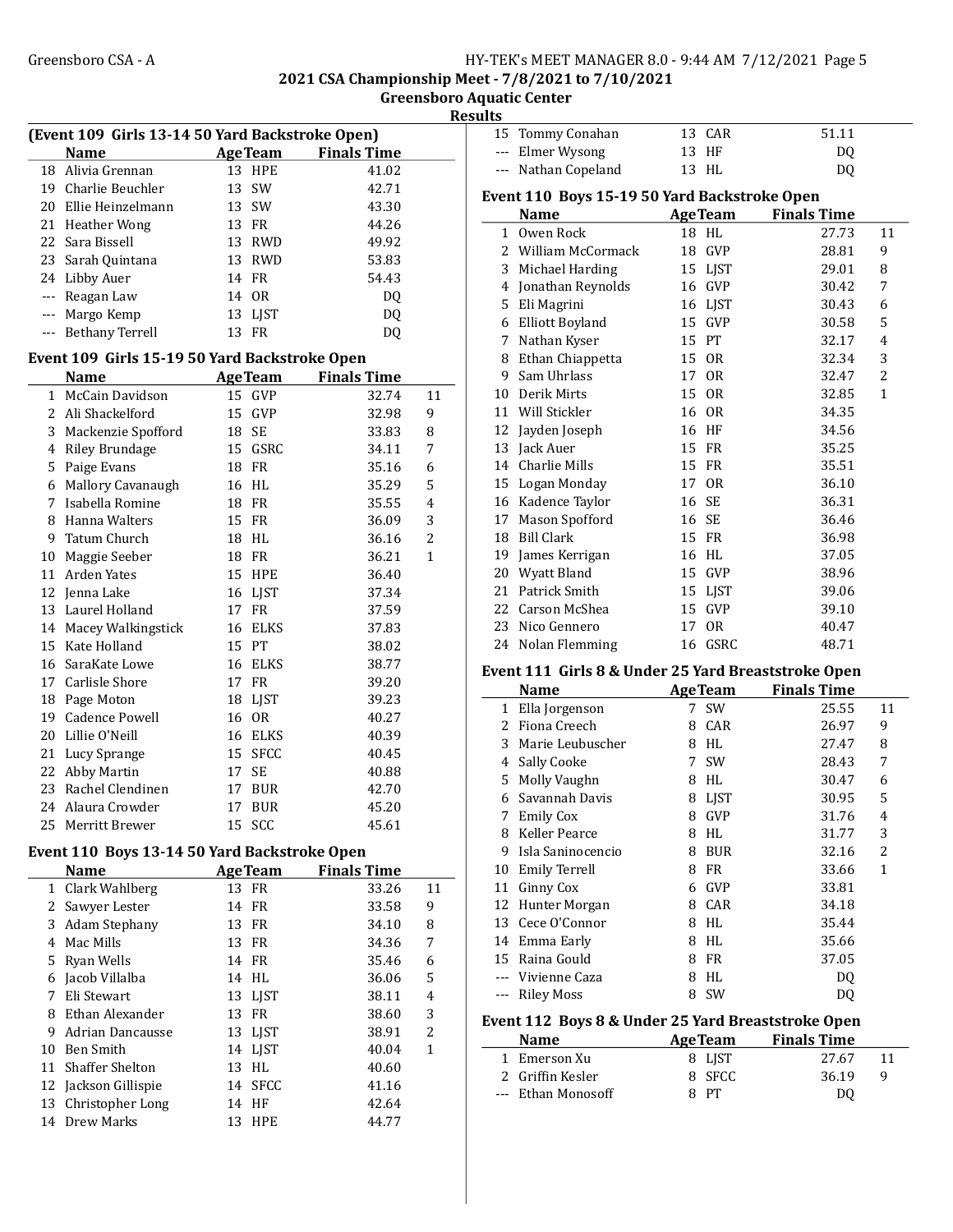## 2021 CSA Championship Meet - 7/8/2021 to 7/10/2021

## Greensboro Aquatic Center

## Results

### (Event 109 Girls 13-14 50 Yard Backstroke Open)

| | Name | Age | Team | Finals Time | |
|---|---|---|---|---|---|
| 18 | Alivia Grennan | 13 | HPE | 41.02 | |
| 19 | Charlie Beuchler | 13 | SW | 42.71 | |
| 20 | Ellie Heinzelmann | 13 | SW | 43.30 | |
| 21 | Heather Wong | 13 | FR | 44.26 | |
| 22 | Sara Bissell | 13 | RWD | 49.92 | |
| 23 | Sarah Quintana | 13 | RWD | 53.83 | |
| 24 | Libby Auer | 14 | FR | 54.43 | |
| --- | Reagan Law | 14 | OR | DQ | |
| --- | Margo Kemp | 13 | LJST | DQ | |
| --- | Bethany Terrell | 13 | FR | DQ | |

### Event 109 Girls 15-19 50 Yard Backstroke Open

| | Name | Age | Team | Finals Time | |
|---|---|---|---|---|---|
| 1 | McCain Davidson | 15 | GVP | 32.74 | 11 |
| 2 | Ali Shackelford | 15 | GVP | 32.98 | 9 |
| 3 | Mackenzie Spofford | 18 | SE | 33.83 | 8 |
| 4 | Riley Brundage | 15 | GSRC | 34.11 | 7 |
| 5 | Paige Evans | 18 | FR | 35.16 | 6 |
| 6 | Mallory Cavanaugh | 16 | HL | 35.29 | 5 |
| 7 | Isabella Romine | 18 | FR | 35.55 | 4 |
| 8 | Hanna Walters | 15 | FR | 36.09 | 3 |
| 9 | Tatum Church | 18 | HL | 36.16 | 2 |
| 10 | Maggie Seeber | 18 | FR | 36.21 | 1 |
| 11 | Arden Yates | 15 | HPE | 36.40 | |
| 12 | Jenna Lake | 16 | LJST | 37.34 | |
| 13 | Laurel Holland | 17 | FR | 37.59 | |
| 14 | Macey Walkingstick | 16 | ELKS | 37.83 | |
| 15 | Kate Holland | 15 | PT | 38.02 | |
| 16 | SaraKate Lowe | 16 | ELKS | 38.77 | |
| 17 | Carlisle Shore | 17 | FR | 39.20 | |
| 18 | Page Moton | 18 | LJST | 39.23 | |
| 19 | Cadence Powell | 16 | OR | 40.27 | |
| 20 | Lillie O'Neill | 16 | ELKS | 40.39 | |
| 21 | Lucy Sprange | 15 | SFCC | 40.45 | |
| 22 | Abby Martin | 17 | SE | 40.88 | |
| 23 | Rachel Clendinen | 17 | BUR | 42.70 | |
| 24 | Alaura Crowder | 17 | BUR | 45.20 | |
| 25 | Merritt Brewer | 15 | SCC | 45.61 | |

### Event 110 Boys 13-14 50 Yard Backstroke Open

| | Name | Age | Team | Finals Time | |
|---|---|---|---|---|---|
| 1 | Clark Wahlberg | 13 | FR | 33.26 | 11 |
| 2 | Sawyer Lester | 14 | FR | 33.58 | 9 |
| 3 | Adam Stephany | 13 | FR | 34.10 | 8 |
| 4 | Mac Mills | 13 | FR | 34.36 | 7 |
| 5 | Ryan Wells | 14 | FR | 35.46 | 6 |
| 6 | Jacob Villalba | 14 | HL | 36.06 | 5 |
| 7 | Eli Stewart | 13 | LJST | 38.11 | 4 |
| 8 | Ethan Alexander | 13 | FR | 38.60 | 3 |
| 9 | Adrian Dancausse | 13 | LJST | 38.91 | 2 |
| 10 | Ben Smith | 14 | LJST | 40.04 | 1 |
| 11 | Shaffer Shelton | 13 | HL | 40.60 | |
| 12 | Jackson Gillispie | 14 | SFCC | 41.16 | |
| 13 | Christopher Long | 14 | HF | 42.64 | |
| 14 | Drew Marks | 13 | HPE | 44.77 | |
| 15 | Tommy Conahan | 13 | CAR | 51.11 | |
| --- | Elmer Wysong | 13 | HF | DQ | |
| --- | Nathan Copeland | 13 | HL | DQ | |

### Event 110 Boys 15-19 50 Yard Backstroke Open

| | Name | Age | Team | Finals Time | |
|---|---|---|---|---|---|
| 1 | Owen Rock | 18 | HL | 27.73 | 11 |
| 2 | William McCormack | 18 | GVP | 28.81 | 9 |
| 3 | Michael Harding | 15 | LJST | 29.01 | 8 |
| 4 | Jonathan Reynolds | 16 | GVP | 30.42 | 7 |
| 5 | Eli Magrini | 16 | LJST | 30.43 | 6 |
| 6 | Elliott Boyland | 15 | GVP | 30.58 | 5 |
| 7 | Nathan Kyser | 15 | PT | 32.17 | 4 |
| 8 | Ethan Chiappetta | 15 | OR | 32.34 | 3 |
| 9 | Sam Uhrlass | 17 | OR | 32.47 | 2 |
| 10 | Derik Mirts | 15 | OR | 32.85 | 1 |
| 11 | Will Stickler | 16 | OR | 34.35 | |
| 12 | Jayden Joseph | 16 | HF | 34.56 | |
| 13 | Jack Auer | 15 | FR | 35.25 | |
| 14 | Charlie Mills | 15 | FR | 35.51 | |
| 15 | Logan Monday | 17 | OR | 36.10 | |
| 16 | Kadence Taylor | 16 | SE | 36.31 | |
| 17 | Mason Spofford | 16 | SE | 36.46 | |
| 18 | Bill Clark | 15 | FR | 36.98 | |
| 19 | James Kerrigan | 16 | HL | 37.05 | |
| 20 | Wyatt Bland | 15 | GVP | 38.96 | |
| 21 | Patrick Smith | 15 | LJST | 39.06 | |
| 22 | Carson McShea | 15 | GVP | 39.10 | |
| 23 | Nico Gennero | 17 | OR | 40.47 | |
| 24 | Nolan Flemming | 16 | GSRC | 48.71 | |

### Event 111 Girls 8 & Under 25 Yard Breaststroke Open

| | Name | Age | Team | Finals Time | |
|---|---|---|---|---|---|
| 1 | Ella Jorgenson | 7 | SW | 25.55 | 11 |
| 2 | Fiona Creech | 8 | CAR | 26.97 | 9 |
| 3 | Marie Leubuscher | 8 | HL | 27.47 | 8 |
| 4 | Sally Cooke | 7 | SW | 28.43 | 7 |
| 5 | Molly Vaughn | 8 | HL | 30.47 | 6 |
| 6 | Savannah Davis | 8 | LJST | 30.95 | 5 |
| 7 | Emily Cox | 8 | GVP | 31.76 | 4 |
| 8 | Keller Pearce | 8 | HL | 31.77 | 3 |
| 9 | Isla Saninocencio | 8 | BUR | 32.16 | 2 |
| 10 | Emily Terrell | 8 | FR | 33.66 | 1 |
| 11 | Ginny Cox | 6 | GVP | 33.81 | |
| 12 | Hunter Morgan | 8 | CAR | 34.18 | |
| 13 | Cece O'Connor | 8 | HL | 35.44 | |
| 14 | Emma Early | 8 | HL | 35.66 | |
| 15 | Raina Gould | 8 | FR | 37.05 | |
| --- | Vivienne Caza | 8 | HL | DQ | |
| --- | Riley Moss | 8 | SW | DQ | |

### Event 112 Boys 8 & Under 25 Yard Breaststroke Open

| | Name | Age | Team | Finals Time | |
|---|---|---|---|---|---|
| 1 | Emerson Xu | 8 | LJST | 27.67 | 11 |
| 2 | Griffin Kesler | 8 | SFCC | 36.19 | 9 |
| --- | Ethan Monosoff | 8 | PT | DQ | |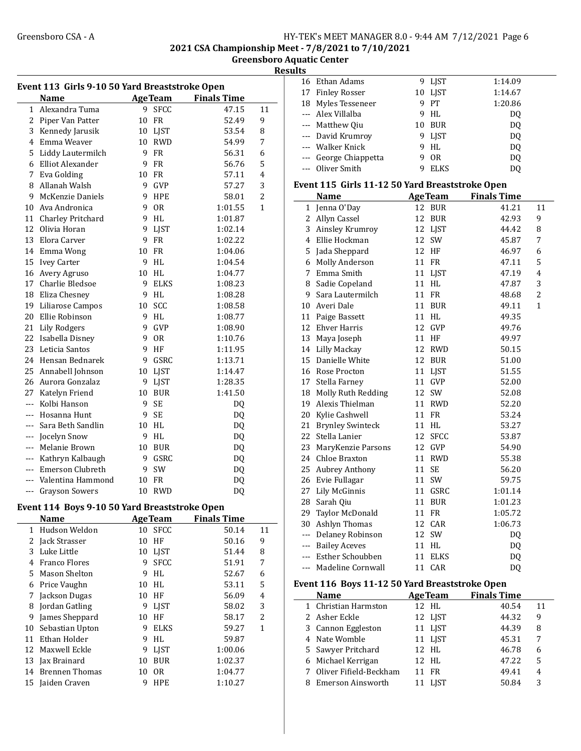# 2021 CSA Championship Meet - 7/8/2021 to 7/10/2021

## Greensboro Aquatic Center

### Results

### Event 113 Girls 9-10 50 Yard Breaststroke Open

| | Name | Age | Team | Finals Time | |
|---|---|---|---|---|---|
| 1 | Alexandra Tuma | 9 | SFCC | 47.15 | 11 |
| 2 | Piper Van Patter | 10 | FR | 52.49 | 9 |
| 3 | Kennedy Jarusik | 10 | LJST | 53.54 | 8 |
| 4 | Emma Weaver | 10 | RWD | 54.99 | 7 |
| 5 | Liddy Lautermilch | 9 | FR | 56.31 | 6 |
| 6 | Elliot Alexander | 9 | FR | 56.76 | 5 |
| 7 | Eva Golding | 10 | FR | 57.11 | 4 |
| 8 | Allanah Walsh | 9 | GVP | 57.27 | 3 |
| 9 | McKenzie Daniels | 9 | HPE | 58.01 | 2 |
| 10 | Ava Andronica | 9 | OR | 1:01.55 | 1 |
| 11 | Charley Pritchard | 9 | HL | 1:01.87 | |
| 12 | Olivia Horan | 9 | LJST | 1:02.14 | |
| 13 | Elora Carver | 9 | FR | 1:02.22 | |
| 14 | Emma Wong | 10 | FR | 1:04.06 | |
| 15 | Ivey Carter | 9 | HL | 1:04.54 | |
| 16 | Avery Agruso | 10 | HL | 1:04.77 | |
| 17 | Charlie Bledsoe | 9 | ELKS | 1:08.23 | |
| 18 | Eliza Chesney | 9 | HL | 1:08.28 | |
| 19 | Liliarose Campos | 10 | SCC | 1:08.58 | |
| 20 | Ellie Robinson | 9 | HL | 1:08.77 | |
| 21 | Lily Rodgers | 9 | GVP | 1:08.90 | |
| 22 | Isabella Disney | 9 | OR | 1:10.76 | |
| 23 | Leticia Santos | 9 | HF | 1:11.95 | |
| 24 | Hensan Bednarek | 9 | GSRC | 1:13.71 | |
| 25 | Annabell Johnson | 10 | LJST | 1:14.47 | |
| 26 | Aurora Gonzalaz | 9 | LJST | 1:28.35 | |
| 27 | Katelyn Friend | 10 | BUR | 1:41.50 | |
| --- | Kolbi Hanson | 9 | SE | DQ | |
| --- | Hosanna Hunt | 9 | SE | DQ | |
| --- | Sara Beth Sandlin | 10 | HL | DQ | |
| --- | Jocelyn Snow | 9 | HL | DQ | |
| --- | Melanie Brown | 10 | BUR | DQ | |
| --- | Kathryn Kalbaugh | 9 | GSRC | DQ | |
| --- | Emerson Clubreth | 9 | SW | DQ | |
| --- | Valentina Hammond | 10 | FR | DQ | |
| --- | Grayson Sowers | 10 | RWD | DQ | |

### Event 114 Boys 9-10 50 Yard Breaststroke Open

| | Name | Age | Team | Finals Time | |
|---|---|---|---|---|---|
| 1 | Hudson Weldon | 10 | SFCC | 50.14 | 11 |
| 2 | Jack Strasser | 10 | HF | 50.16 | 9 |
| 3 | Luke Little | 10 | LJST | 51.44 | 8 |
| 4 | Franco Flores | 9 | SFCC | 51.91 | 7 |
| 5 | Mason Shelton | 9 | HL | 52.67 | 6 |
| 6 | Price Vaughn | 10 | HL | 53.11 | 5 |
| 7 | Jackson Dugas | 10 | HF | 56.09 | 4 |
| 8 | Jordan Gatling | 9 | LJST | 58.02 | 3 |
| 9 | James Sheppard | 10 | HF | 58.17 | 2 |
| 10 | Sebastian Upton | 9 | ELKS | 59.27 | 1 |
| 11 | Ethan Holder | 9 | HL | 59.87 | |
| 12 | Maxwell Eckle | 9 | LJST | 1:00.06 | |
| 13 | Jax Brainard | 10 | BUR | 1:02.37 | |
| 14 | Brennen Thomas | 10 | OR | 1:04.77 | |
| 15 | Jaiden Craven | 9 | HPE | 1:10.27 | |
| 16 | Ethan Adams | 9 | LJST | 1:14.09 | |
| 17 | Finley Rosser | 10 | LJST | 1:14.67 | |
| 18 | Myles Tesseneer | 9 | PT | 1:20.86 | |
| --- | Alex Villalba | 9 | HL | DQ | |
| --- | Matthew Qiu | 10 | BUR | DQ | |
| --- | David Krumroy | 9 | LJST | DQ | |
| --- | Walker Knick | 9 | HL | DQ | |
| --- | George Chiappetta | 9 | OR | DQ | |
| --- | Oliver Smith | 9 | ELKS | DQ | |

### Event 115 Girls 11-12 50 Yard Breaststroke Open

| | Name | Age | Team | Finals Time | |
|---|---|---|---|---|---|
| 1 | Jenna O'Day | 12 | BUR | 41.21 | 11 |
| 2 | Allyn Cassel | 12 | BUR | 42.93 | 9 |
| 3 | Ainsley Krumroy | 12 | LJST | 44.42 | 8 |
| 4 | Ellie Hockman | 12 | SW | 45.87 | 7 |
| 5 | Jada Sheppard | 12 | HF | 46.97 | 6 |
| 6 | Molly Anderson | 11 | FR | 47.11 | 5 |
| 7 | Emma Smith | 11 | LJST | 47.19 | 4 |
| 8 | Sadie Copeland | 11 | HL | 47.87 | 3 |
| 9 | Sara Lautermilch | 11 | FR | 48.68 | 2 |
| 10 | Averi Dale | 11 | BUR | 49.11 | 1 |
| 11 | Paige Bassett | 11 | HL | 49.35 | |
| 12 | Ehver Harris | 12 | GVP | 49.76 | |
| 13 | Maya Joseph | 11 | HF | 49.97 | |
| 14 | Lilly Mackay | 12 | RWD | 50.15 | |
| 15 | Danielle White | 12 | BUR | 51.00 | |
| 16 | Rose Procton | 11 | LJST | 51.55 | |
| 17 | Stella Farney | 11 | GVP | 52.00 | |
| 18 | Molly Ruth Redding | 12 | SW | 52.08 | |
| 19 | Alexis Thielman | 11 | RWD | 52.20 | |
| 20 | Kylie Cashwell | 11 | FR | 53.24 | |
| 21 | Brynley Swinteck | 11 | HL | 53.27 | |
| 22 | Stella Lanier | 12 | SFCC | 53.87 | |
| 23 | MaryKenzie Parsons | 12 | GVP | 54.90 | |
| 24 | Chloe Braxton | 11 | RWD | 55.38 | |
| 25 | Aubrey Anthony | 11 | SE | 56.20 | |
| 26 | Evie Fullagar | 11 | SW | 59.75 | |
| 27 | Lily McGinnis | 11 | GSRC | 1:01.14 | |
| 28 | Sarah Qiu | 11 | BUR | 1:01.23 | |
| 29 | Taylor McDonald | 11 | FR | 1:05.72 | |
| 30 | Ashlyn Thomas | 12 | CAR | 1:06.73 | |
| --- | Delaney Robinson | 12 | SW | DQ | |
| --- | Bailey Aceves | 11 | HL | DQ | |
| --- | Esther Schoubben | 11 | ELKS | DQ | |
| --- | Madeline Cornwall | 11 | CAR | DQ | |

### Event 116 Boys 11-12 50 Yard Breaststroke Open

| | Name | Age | Team | Finals Time | |
|---|---|---|---|---|---|
| 1 | Christian Harmston | 12 | HL | 40.54 | 11 |
| 2 | Asher Eckle | 12 | LJST | 44.32 | 9 |
| 3 | Cannon Eggleston | 11 | LJST | 44.39 | 8 |
| 4 | Nate Womble | 11 | LJST | 45.31 | 7 |
| 5 | Sawyer Pritchard | 12 | HL | 46.78 | 6 |
| 6 | Michael Kerrigan | 12 | HL | 47.22 | 5 |
| 7 | Oliver Fifield-Beckham | 11 | FR | 49.41 | 4 |
| 8 | Emerson Ainsworth | 11 | LJST | 50.84 | 3 |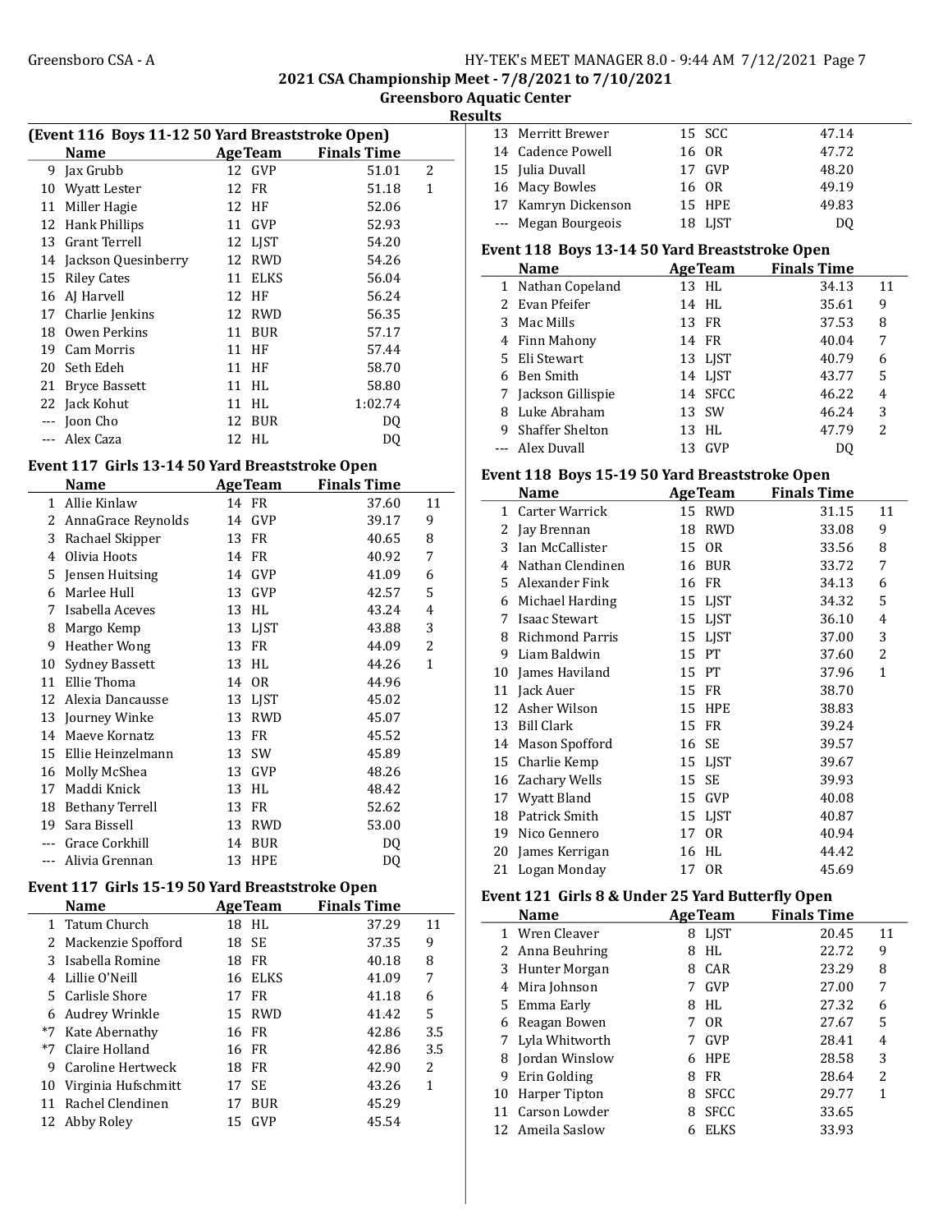# 2021 CSA Championship Meet - 7/8/2021 to 7/10/2021

## Greensboro Aquatic Center

## Results

### (Event 116 Boys 11-12 50 Yard Breaststroke Open)

| | Name | Age | Team | Finals Time | |
|---|---|---|---|---|---|
| 9 | Jax Grubb | 12 | GVP | 51.01 | 2 |
| 10 | Wyatt Lester | 12 | FR | 51.18 | 1 |
| 11 | Miller Hagie | 12 | HF | 52.06 | |
| 12 | Hank Phillips | 11 | GVP | 52.93 | |
| 13 | Grant Terrell | 12 | LJST | 54.20 | |
| 14 | Jackson Quesinberry | 12 | RWD | 54.26 | |
| 15 | Riley Cates | 11 | ELKS | 56.04 | |
| 16 | AJ Harvell | 12 | HF | 56.24 | |
| 17 | Charlie Jenkins | 12 | RWD | 56.35 | |
| 18 | Owen Perkins | 11 | BUR | 57.17 | |
| 19 | Cam Morris | 11 | HF | 57.44 | |
| 20 | Seth Edeh | 11 | HF | 58.70 | |
| 21 | Bryce Bassett | 11 | HL | 58.80 | |
| 22 | Jack Kohut | 11 | HL | 1:02.74 | |
| --- | Joon Cho | 12 | BUR | DQ | |
| --- | Alex Caza | 12 | HL | DQ | |

### Event 117 Girls 13-14 50 Yard Breaststroke Open

| | Name | Age | Team | Finals Time | |
|---|---|---|---|---|---|
| 1 | Allie Kinlaw | 14 | FR | 37.60 | 11 |
| 2 | AnnaGrace Reynolds | 14 | GVP | 39.17 | 9 |
| 3 | Rachael Skipper | 13 | FR | 40.65 | 8 |
| 4 | Olivia Hoots | 14 | FR | 40.92 | 7 |
| 5 | Jensen Huitsing | 14 | GVP | 41.09 | 6 |
| 6 | Marlee Hull | 13 | GVP | 42.57 | 5 |
| 7 | Isabella Aceves | 13 | HL | 43.24 | 4 |
| 8 | Margo Kemp | 13 | LJST | 43.88 | 3 |
| 9 | Heather Wong | 13 | FR | 44.09 | 2 |
| 10 | Sydney Bassett | 13 | HL | 44.26 | 1 |
| 11 | Ellie Thoma | 14 | OR | 44.96 | |
| 12 | Alexia Dancausse | 13 | LJST | 45.02 | |
| 13 | Journey Winke | 13 | RWD | 45.07 | |
| 14 | Maeve Kornatz | 13 | FR | 45.52 | |
| 15 | Ellie Heinzelmann | 13 | SW | 45.89 | |
| 16 | Molly McShea | 13 | GVP | 48.26 | |
| 17 | Maddi Knick | 13 | HL | 48.42 | |
| 18 | Bethany Terrell | 13 | FR | 52.62 | |
| 19 | Sara Bissell | 13 | RWD | 53.00 | |
| --- | Grace Corkhill | 14 | BUR | DQ | |
| --- | Alivia Grennan | 13 | HPE | DQ | |

### Event 117 Girls 15-19 50 Yard Breaststroke Open

| | Name | Age | Team | Finals Time | |
|---|---|---|---|---|---|
| 1 | Tatum Church | 18 | HL | 37.29 | 11 |
| 2 | Mackenzie Spofford | 18 | SE | 37.35 | 9 |
| 3 | Isabella Romine | 18 | FR | 40.18 | 8 |
| 4 | Lillie O'Neill | 16 | ELKS | 41.09 | 7 |
| 5 | Carlisle Shore | 17 | FR | 41.18 | 6 |
| 6 | Audrey Wrinkle | 15 | RWD | 41.42 | 5 |
| *7 | Kate Abernathy | 16 | FR | 42.86 | 3.5 |
| *7 | Claire Holland | 16 | FR | 42.86 | 3.5 |
| 9 | Caroline Hertweck | 18 | FR | 42.90 | 2 |
| 10 | Virginia Hufschmitt | 17 | SE | 43.26 | 1 |
| 11 | Rachel Clendinen | 17 | BUR | 45.29 | |
| 12 | Abby Roley | 15 | GVP | 45.54 | |
| 13 | Merritt Brewer | 15 | SCC | 47.14 | |
| 14 | Cadence Powell | 16 | OR | 47.72 | |
| 15 | Julia Duvall | 17 | GVP | 48.20 | |
| 16 | Macy Bowles | 16 | OR | 49.19 | |
| 17 | Kamryn Dickenson | 15 | HPE | 49.83 | |
| --- | Megan Bourgeois | 18 | LJST | DQ | |

### Event 118 Boys 13-14 50 Yard Breaststroke Open

| | Name | Age | Team | Finals Time | |
|---|---|---|---|---|---|
| 1 | Nathan Copeland | 13 | HL | 34.13 | 11 |
| 2 | Evan Pfeifer | 14 | HL | 35.61 | 9 |
| 3 | Mac Mills | 13 | FR | 37.53 | 8 |
| 4 | Finn Mahony | 14 | FR | 40.04 | 7 |
| 5 | Eli Stewart | 13 | LJST | 40.79 | 6 |
| 6 | Ben Smith | 14 | LJST | 43.77 | 5 |
| 7 | Jackson Gillispie | 14 | SFCC | 46.22 | 4 |
| 8 | Luke Abraham | 13 | SW | 46.24 | 3 |
| 9 | Shaffer Shelton | 13 | HL | 47.79 | 2 |
| --- | Alex Duvall | 13 | GVP | DQ | |

### Event 118 Boys 15-19 50 Yard Breaststroke Open

| | Name | Age | Team | Finals Time | |
|---|---|---|---|---|---|
| 1 | Carter Warrick | 15 | RWD | 31.15 | 11 |
| 2 | Jay Brennan | 18 | RWD | 33.08 | 9 |
| 3 | Ian McCallister | 15 | OR | 33.56 | 8 |
| 4 | Nathan Clendinen | 16 | BUR | 33.72 | 7 |
| 5 | Alexander Fink | 16 | FR | 34.13 | 6 |
| 6 | Michael Harding | 15 | LJST | 34.32 | 5 |
| 7 | Isaac Stewart | 15 | LJST | 36.10 | 4 |
| 8 | Richmond Parris | 15 | LJST | 37.00 | 3 |
| 9 | Liam Baldwin | 15 | PT | 37.60 | 2 |
| 10 | James Haviland | 15 | PT | 37.96 | 1 |
| 11 | Jack Auer | 15 | FR | 38.70 | |
| 12 | Asher Wilson | 15 | HPE | 38.83 | |
| 13 | Bill Clark | 15 | FR | 39.24 | |
| 14 | Mason Spofford | 16 | SE | 39.57 | |
| 15 | Charlie Kemp | 15 | LJST | 39.67 | |
| 16 | Zachary Wells | 15 | SE | 39.93 | |
| 17 | Wyatt Bland | 15 | GVP | 40.08 | |
| 18 | Patrick Smith | 15 | LJST | 40.87 | |
| 19 | Nico Gennero | 17 | OR | 40.94 | |
| 20 | James Kerrigan | 16 | HL | 44.42 | |
| 21 | Logan Monday | 17 | OR | 45.69 | |

### Event 121 Girls 8 & Under 25 Yard Butterfly Open

| | Name | Age | Team | Finals Time | |
|---|---|---|---|---|---|
| 1 | Wren Cleaver | 8 | LJST | 20.45 | 11 |
| 2 | Anna Beuhring | 8 | HL | 22.72 | 9 |
| 3 | Hunter Morgan | 8 | CAR | 23.29 | 8 |
| 4 | Mira Johnson | 7 | GVP | 27.00 | 7 |
| 5 | Emma Early | 8 | HL | 27.32 | 6 |
| 6 | Reagan Bowen | 7 | OR | 27.67 | 5 |
| 7 | Lyla Whitworth | 7 | GVP | 28.41 | 4 |
| 8 | Jordan Winslow | 6 | HPE | 28.58 | 3 |
| 9 | Erin Golding | 8 | FR | 28.64 | 2 |
| 10 | Harper Tipton | 8 | SFCC | 29.77 | 1 |
| 11 | Carson Lowder | 8 | SFCC | 33.65 | |
| 12 | Ameila Saslow | 6 | ELKS | 33.93 | |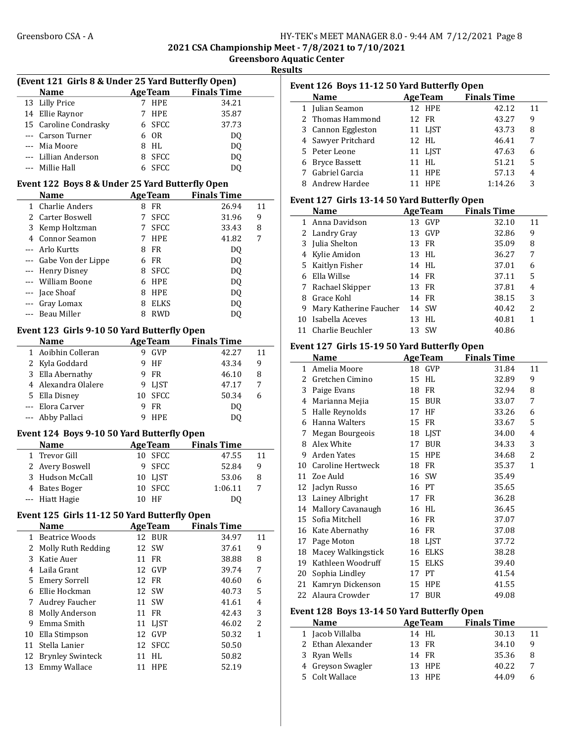## 2021 CSA Championship Meet - 7/8/2021 to 7/10/2021

### Greensboro Aquatic Center

### Results

#### (Event 121 Girls 8 & Under 25 Yard Butterfly Open)

| | Name | Age | Team | Finals Time | |
|---|---|---|---|---|---|
| 13 | Lilly Price | 7 | HPE | 34.21 | |
| 14 | Ellie Raynor | 7 | HPE | 35.87 | |
| 15 | Caroline Condrasky | 6 | SFCC | 37.73 | |
| --- | Carson Turner | 6 | OR | DQ | |
| --- | Mia Moore | 8 | HL | DQ | |
| --- | Lillian Anderson | 8 | SFCC | DQ | |
| --- | Millie Hall | 6 | SFCC | DQ | |

#### Event 122 Boys 8 & Under 25 Yard Butterfly Open

| | Name | Age | Team | Finals Time | |
|---|---|---|---|---|---|
| 1 | Charlie Anders | 8 | FR | 26.94 | 11 |
| 2 | Carter Boswell | 7 | SFCC | 31.96 | 9 |
| 3 | Kemp Holtzman | 7 | SFCC | 33.43 | 8 |
| 4 | Connor Seamon | 7 | HPE | 41.82 | 7 |
| --- | Arlo Kurtts | 8 | FR | DQ | |
| --- | Gabe Von der Lippe | 6 | FR | DQ | |
| --- | Henry Disney | 8 | SFCC | DQ | |
| --- | William Boone | 6 | HPE | DQ | |
| --- | Jace Shoaf | 8 | HPE | DQ | |
| --- | Gray Lomax | 8 | ELKS | DQ | |
| --- | Beau Miller | 8 | RWD | DQ | |

#### Event 123 Girls 9-10 50 Yard Butterfly Open

| | Name | Age | Team | Finals Time | |
|---|---|---|---|---|---|
| 1 | Aoibhin Colleran | 9 | GVP | 42.27 | 11 |
| 2 | Kyla Goddard | 9 | HF | 43.34 | 9 |
| 3 | Ella Abernathy | 9 | FR | 46.10 | 8 |
| 4 | Alexandra Olalere | 9 | LJST | 47.17 | 7 |
| 5 | Ella Disney | 10 | SFCC | 50.34 | 6 |
| --- | Elora Carver | 9 | FR | DQ | |
| --- | Abby Pallaci | 9 | HPE | DQ | |

#### Event 124 Boys 9-10 50 Yard Butterfly Open

| | Name | Age | Team | Finals Time | |
|---|---|---|---|---|---|
| 1 | Trevor Gill | 10 | SFCC | 47.55 | 11 |
| 2 | Avery Boswell | 9 | SFCC | 52.84 | 9 |
| 3 | Hudson McCall | 10 | LJST | 53.06 | 8 |
| 4 | Bates Boger | 10 | SFCC | 1:06.11 | 7 |
| --- | Hiatt Hagie | 10 | HF | DQ | |

#### Event 125 Girls 11-12 50 Yard Butterfly Open

| | Name | Age | Team | Finals Time | |
|---|---|---|---|---|---|
| 1 | Beatrice Woods | 12 | BUR | 34.97 | 11 |
| 2 | Molly Ruth Redding | 12 | SW | 37.61 | 9 |
| 3 | Katie Auer | 11 | FR | 38.88 | 8 |
| 4 | Laila Grant | 12 | GVP | 39.74 | 7 |
| 5 | Emery Sorrell | 12 | FR | 40.60 | 6 |
| 6 | Ellie Hockman | 12 | SW | 40.73 | 5 |
| 7 | Audrey Faucher | 11 | SW | 41.61 | 4 |
| 8 | Molly Anderson | 11 | FR | 42.43 | 3 |
| 9 | Emma Smith | 11 | LJST | 46.02 | 2 |
| 10 | Ella Stimpson | 12 | GVP | 50.32 | 1 |
| 11 | Stella Lanier | 12 | SFCC | 50.50 | |
| 12 | Brynley Swinteck | 11 | HL | 50.82 | |
| 13 | Emmy Wallace | 11 | HPE | 52.19 | |

#### Event 126 Boys 11-12 50 Yard Butterfly Open

| | Name | Age | Team | Finals Time | |
|---|---|---|---|---|---|
| 1 | Julian Seamon | 12 | HPE | 42.12 | 11 |
| 2 | Thomas Hammond | 12 | FR | 43.27 | 9 |
| 3 | Cannon Eggleston | 11 | LJST | 43.73 | 8 |
| 4 | Sawyer Pritchard | 12 | HL | 46.41 | 7 |
| 5 | Peter Leone | 11 | LJST | 47.63 | 6 |
| 6 | Bryce Bassett | 11 | HL | 51.21 | 5 |
| 7 | Gabriel Garcia | 11 | HPE | 57.13 | 4 |
| 8 | Andrew Hardee | 11 | HPE | 1:14.26 | 3 |

#### Event 127 Girls 13-14 50 Yard Butterfly Open

| | Name | Age | Team | Finals Time | |
|---|---|---|---|---|---|
| 1 | Anna Davidson | 13 | GVP | 32.10 | 11 |
| 2 | Landry Gray | 13 | GVP | 32.86 | 9 |
| 3 | Julia Shelton | 13 | FR | 35.09 | 8 |
| 4 | Kylie Amidon | 13 | HL | 36.27 | 7 |
| 5 | Kaitlyn Fisher | 14 | HL | 37.01 | 6 |
| 6 | Ella Willse | 14 | FR | 37.11 | 5 |
| 7 | Rachael Skipper | 13 | FR | 37.81 | 4 |
| 8 | Grace Kohl | 14 | FR | 38.15 | 3 |
| 9 | Mary Katherine Faucher | 14 | SW | 40.42 | 2 |
| 10 | Isabella Aceves | 13 | HL | 40.81 | 1 |
| 11 | Charlie Beuchler | 13 | SW | 40.86 | |

#### Event 127 Girls 15-19 50 Yard Butterfly Open

| | Name | Age | Team | Finals Time | |
|---|---|---|---|---|---|
| 1 | Amelia Moore | 18 | GVP | 31.84 | 11 |
| 2 | Gretchen Cimino | 15 | HL | 32.89 | 9 |
| 3 | Paige Evans | 18 | FR | 32.94 | 8 |
| 4 | Marianna Mejia | 15 | BUR | 33.07 | 7 |
| 5 | Halle Reynolds | 17 | HF | 33.26 | 6 |
| 6 | Hanna Walters | 15 | FR | 33.67 | 5 |
| 7 | Megan Bourgeois | 18 | LJST | 34.00 | 4 |
| 8 | Alex White | 17 | BUR | 34.33 | 3 |
| 9 | Arden Yates | 15 | HPE | 34.68 | 2 |
| 10 | Caroline Hertweck | 18 | FR | 35.37 | 1 |
| 11 | Zoe Auld | 16 | SW | 35.49 | |
| 12 | Jaclyn Russo | 16 | PT | 35.65 | |
| 13 | Lainey Albright | 17 | FR | 36.28 | |
| 14 | Mallory Cavanaugh | 16 | HL | 36.45 | |
| 15 | Sofia Mitchell | 16 | FR | 37.07 | |
| 16 | Kate Abernathy | 16 | FR | 37.08 | |
| 17 | Page Moton | 18 | LJST | 37.72 | |
| 18 | Macey Walkingstick | 16 | ELKS | 38.28 | |
| 19 | Kathleen Woodruff | 15 | ELKS | 39.40 | |
| 20 | Sophia Lindley | 17 | PT | 41.54 | |
| 21 | Kamryn Dickenson | 15 | HPE | 41.55 | |
| 22 | Alaura Crowder | 17 | BUR | 49.08 | |

#### Event 128 Boys 13-14 50 Yard Butterfly Open

| | Name | Age | Team | Finals Time | |
|---|---|---|---|---|---|
| 1 | Jacob Villalba | 14 | HL | 30.13 | 11 |
| 2 | Ethan Alexander | 13 | FR | 34.10 | 9 |
| 3 | Ryan Wells | 14 | FR | 35.36 | 8 |
| 4 | Greyson Swagler | 13 | HPE | 40.22 | 7 |
| 5 | Colt Wallace | 13 | HPE | 44.09 | 6 |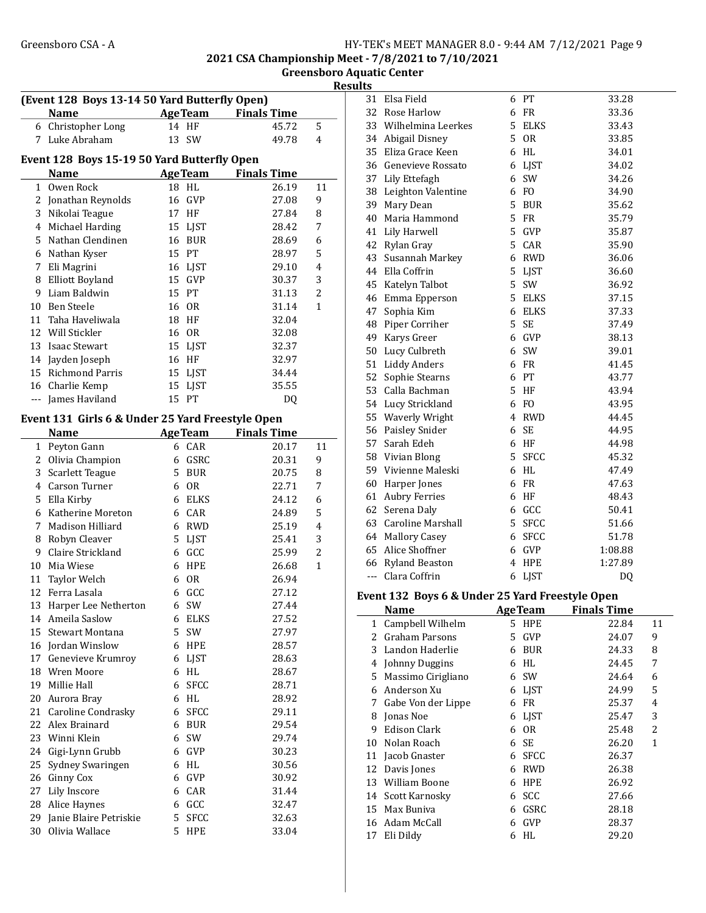## Greensboro CSA - A

**2021 CSA Championship Meet - 7/8/2021 to 7/10/2021**
**Greensboro Aquatic Center**
**Results**

### (Event 128 Boys 13-14 50 Yard Butterfly Open)

| | Name | Age | Team | Finals Time | |
|---|---|---|---|---|---|
| 6 | Christopher Long | 14 | HF | 45.72 | 5 |
| 7 | Luke Abraham | 13 | SW | 49.78 | 4 |

### Event 128 Boys 15-19 50 Yard Butterfly Open

| | Name | Age | Team | Finals Time | |
|---|---|---|---|---|---|
| 1 | Owen Rock | 18 | HL | 26.19 | 11 |
| 2 | Jonathan Reynolds | 16 | GVP | 27.08 | 9 |
| 3 | Nikolai Teague | 17 | HF | 27.84 | 8 |
| 4 | Michael Harding | 15 | LJST | 28.42 | 7 |
| 5 | Nathan Clendinen | 16 | BUR | 28.69 | 6 |
| 6 | Nathan Kyser | 15 | PT | 28.97 | 5 |
| 7 | Eli Magrini | 16 | LJST | 29.10 | 4 |
| 8 | Elliott Boyland | 15 | GVP | 30.37 | 3 |
| 9 | Liam Baldwin | 15 | PT | 31.13 | 2 |
| 10 | Ben Steele | 16 | OR | 31.14 | 1 |
| 11 | Taha Haveliwala | 18 | HF | 32.04 | |
| 12 | Will Stickler | 16 | OR | 32.08 | |
| 13 | Isaac Stewart | 15 | LJST | 32.37 | |
| 14 | Jayden Joseph | 16 | HF | 32.97 | |
| 15 | Richmond Parris | 15 | LJST | 34.44 | |
| 16 | Charlie Kemp | 15 | LJST | 35.55 | |
| --- | James Haviland | 15 | PT | DQ | |

### Event 131 Girls 6 & Under 25 Yard Freestyle Open

| | Name | Age | Team | Finals Time | |
|---|---|---|---|---|---|
| 1 | Peyton Gann | 6 | CAR | 20.17 | 11 |
| 2 | Olivia Champion | 6 | GSRC | 20.31 | 9 |
| 3 | Scarlett Teague | 5 | BUR | 20.75 | 8 |
| 4 | Carson Turner | 6 | OR | 22.71 | 7 |
| 5 | Ella Kirby | 6 | ELKS | 24.12 | 6 |
| 6 | Katherine Moreton | 6 | CAR | 24.89 | 5 |
| 7 | Madison Hilliard | 6 | RWD | 25.19 | 4 |
| 8 | Robyn Cleaver | 5 | LJST | 25.41 | 3 |
| 9 | Claire Strickland | 6 | GCC | 25.99 | 2 |
| 10 | Mia Wiese | 6 | HPE | 26.68 | 1 |
| 11 | Taylor Welch | 6 | OR | 26.94 | |
| 12 | Ferra Lasala | 6 | GCC | 27.12 | |
| 13 | Harper Lee Netherton | 6 | SW | 27.44 | |
| 14 | Ameila Saslow | 6 | ELKS | 27.52 | |
| 15 | Stewart Montana | 5 | SW | 27.97 | |
| 16 | Jordan Winslow | 6 | HPE | 28.57 | |
| 17 | Genevieve Krumroy | 6 | LJST | 28.63 | |
| 18 | Wren Moore | 6 | HL | 28.67 | |
| 19 | Millie Hall | 6 | SFCC | 28.71 | |
| 20 | Aurora Bray | 6 | HL | 28.92 | |
| 21 | Caroline Condrasky | 6 | SFCC | 29.11 | |
| 22 | Alex Brainard | 6 | BUR | 29.54 | |
| 23 | Winni Klein | 6 | SW | 29.74 | |
| 24 | Gigi-Lynn Grubb | 6 | GVP | 30.23 | |
| 25 | Sydney Swaringen | 6 | HL | 30.56 | |
| 26 | Ginny Cox | 6 | GVP | 30.92 | |
| 27 | Lily Inscore | 6 | CAR | 31.44 | |
| 28 | Alice Haynes | 6 | GCC | 32.47 | |
| 29 | Janie Blaire Petriskie | 5 | SFCC | 32.63 | |
| 30 | Olivia Wallace | 5 | HPE | 33.04 | |
| 31 | Elsa Field | 6 | PT | 33.28 | |
| 32 | Rose Harlow | 6 | FR | 33.36 | |
| 33 | Wilhelmina Leerkes | 5 | ELKS | 33.43 | |
| 34 | Abigail Disney | 5 | OR | 33.85 | |
| 35 | Eliza Grace Keen | 6 | HL | 34.01 | |
| 36 | Genevieve Rossato | 6 | LJST | 34.02 | |
| 37 | Lily Ettefagh | 6 | SW | 34.26 | |
| 38 | Leighton Valentine | 6 | FO | 34.90 | |
| 39 | Mary Dean | 5 | BUR | 35.62 | |
| 40 | Maria Hammond | 5 | FR | 35.79 | |
| 41 | Lily Harwell | 5 | GVP | 35.87 | |
| 42 | Rylan Gray | 5 | CAR | 35.90 | |
| 43 | Susannah Markey | 6 | RWD | 36.06 | |
| 44 | Ella Coffrin | 5 | LJST | 36.60 | |
| 45 | Katelyn Talbot | 5 | SW | 36.92 | |
| 46 | Emma Epperson | 5 | ELKS | 37.15 | |
| 47 | Sophia Kim | 6 | ELKS | 37.33 | |
| 48 | Piper Corriher | 5 | SE | 37.49 | |
| 49 | Karys Greer | 6 | GVP | 38.13 | |
| 50 | Lucy Culbreth | 6 | SW | 39.01 | |
| 51 | Liddy Anders | 6 | FR | 41.45 | |
| 52 | Sophie Stearns | 6 | PT | 43.77 | |
| 53 | Calla Bachman | 5 | HF | 43.94 | |
| 54 | Lucy Strickland | 6 | FO | 43.95 | |
| 55 | Waverly Wright | 4 | RWD | 44.45 | |
| 56 | Paisley Snider | 6 | SE | 44.95 | |
| 57 | Sarah Edeh | 6 | HF | 44.98 | |
| 58 | Vivian Blong | 5 | SFCC | 45.32 | |
| 59 | Vivienne Maleski | 6 | HL | 47.49 | |
| 60 | Harper Jones | 6 | FR | 47.63 | |
| 61 | Aubry Ferries | 6 | HF | 48.43 | |
| 62 | Serena Daly | 6 | GCC | 50.41 | |
| 63 | Caroline Marshall | 5 | SFCC | 51.66 | |
| 64 | Mallory Casey | 6 | SFCC | 51.78 | |
| 65 | Alice Shoffner | 6 | GVP | 1:08.88 | |
| 66 | Ryland Beaston | 4 | HPE | 1:27.89 | |
| --- | Clara Coffrin | 6 | LJST | DQ | |

### Event 132 Boys 6 & Under 25 Yard Freestyle Open

| | Name | Age | Team | Finals Time | |
|---|---|---|---|---|---|
| 1 | Campbell Wilhelm | 5 | HPE | 22.84 | 11 |
| 2 | Graham Parsons | 5 | GVP | 24.07 | 9 |
| 3 | Landon Haderlie | 6 | BUR | 24.33 | 8 |
| 4 | Johnny Duggins | 6 | HL | 24.45 | 7 |
| 5 | Massimo Cirigliano | 6 | SW | 24.64 | 6 |
| 6 | Anderson Xu | 6 | LJST | 24.99 | 5 |
| 7 | Gabe Von der Lippe | 6 | FR | 25.37 | 4 |
| 8 | Jonas Noe | 6 | LJST | 25.47 | 3 |
| 9 | Edison Clark | 6 | OR | 25.48 | 2 |
| 10 | Nolan Roach | 6 | SE | 26.20 | 1 |
| 11 | Jacob Gnaster | 6 | SFCC | 26.37 | |
| 12 | Davis Jones | 6 | RWD | 26.38 | |
| 13 | William Boone | 6 | HPE | 26.92 | |
| 14 | Scott Karnosky | 6 | SCC | 27.66 | |
| 15 | Max Buniva | 6 | GSRC | 28.18 | |
| 16 | Adam McCall | 6 | GVP | 28.37 | |
| 17 | Eli Dildy | 6 | HL | 29.20 | |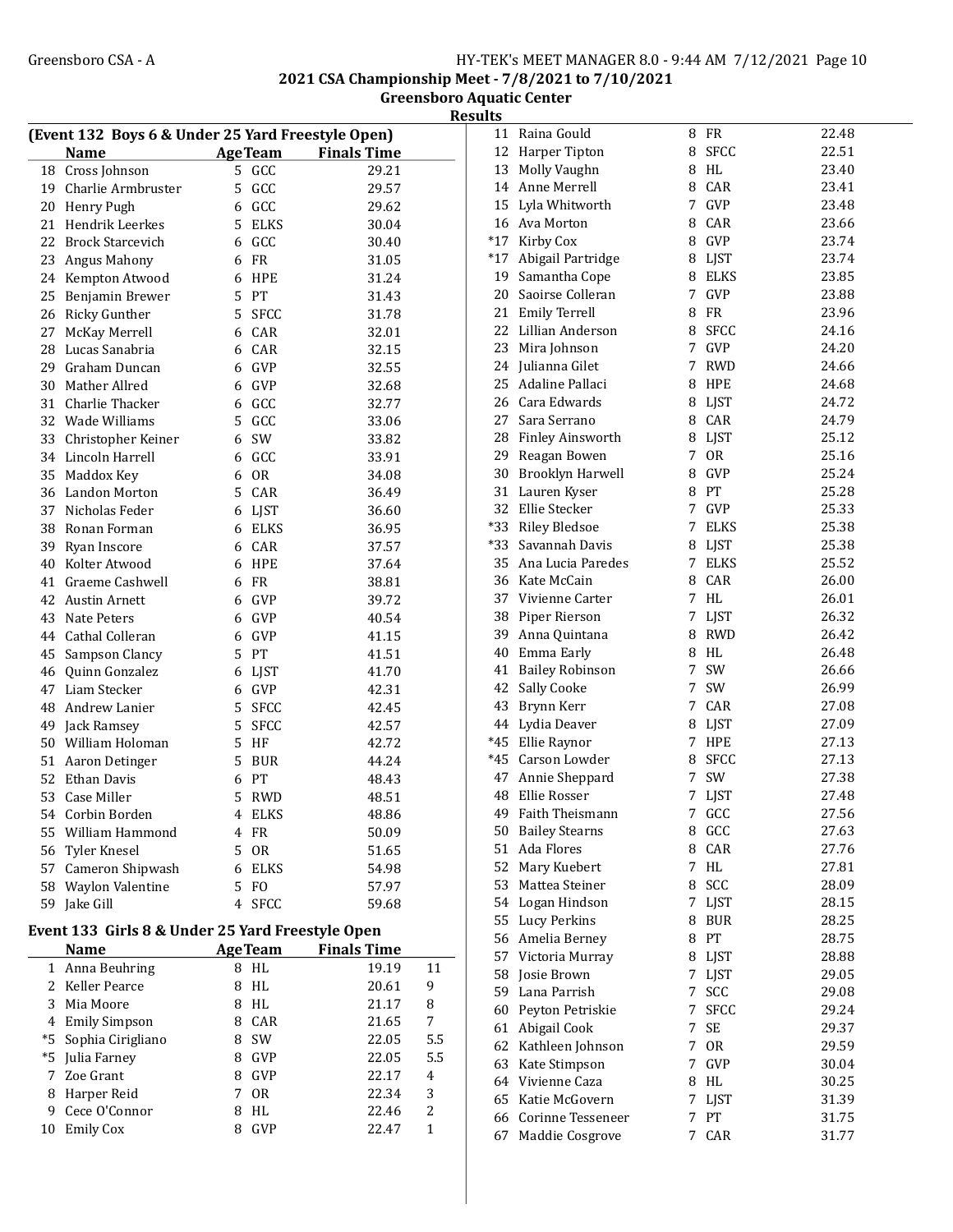## 2021 CSA Championship Meet - 7/8/2021 to 7/10/2021

### Greensboro Aquatic Center

### Results

**(Event 132 Boys 6 & Under 25 Yard Freestyle Open)**

| | Name | Age | Team | Finals Time |
|---|---|---|---|---|
| 18 | Cross Johnson | 5 | GCC | 29.21 |
| 19 | Charlie Armbruster | 5 | GCC | 29.57 |
| 20 | Henry Pugh | 6 | GCC | 29.62 |
| 21 | Hendrik Leerkes | 5 | ELKS | 30.04 |
| 22 | Brock Starcevich | 6 | GCC | 30.40 |
| 23 | Angus Mahony | 6 | FR | 31.05 |
| 24 | Kempton Atwood | 6 | HPE | 31.24 |
| 25 | Benjamin Brewer | 5 | PT | 31.43 |
| 26 | Ricky Gunther | 5 | SFCC | 31.78 |
| 27 | McKay Merrell | 6 | CAR | 32.01 |
| 28 | Lucas Sanabria | 6 | CAR | 32.15 |
| 29 | Graham Duncan | 6 | GVP | 32.55 |
| 30 | Mather Allred | 6 | GVP | 32.68 |
| 31 | Charlie Thacker | 6 | GCC | 32.77 |
| 32 | Wade Williams | 5 | GCC | 33.06 |
| 33 | Christopher Keiner | 6 | SW | 33.82 |
| 34 | Lincoln Harrell | 6 | GCC | 33.91 |
| 35 | Maddox Key | 6 | OR | 34.08 |
| 36 | Landon Morton | 5 | CAR | 36.49 |
| 37 | Nicholas Feder | 6 | LJST | 36.60 |
| 38 | Ronan Forman | 6 | ELKS | 36.95 |
| 39 | Ryan Inscore | 6 | CAR | 37.57 |
| 40 | Kolter Atwood | 6 | HPE | 37.64 |
| 41 | Graeme Cashwell | 6 | FR | 38.81 |
| 42 | Austin Arnett | 6 | GVP | 39.72 |
| 43 | Nate Peters | 6 | GVP | 40.54 |
| 44 | Cathal Colleran | 6 | GVP | 41.15 |
| 45 | Sampson Clancy | 5 | PT | 41.51 |
| 46 | Quinn Gonzalez | 6 | LJST | 41.70 |
| 47 | Liam Stecker | 6 | GVP | 42.31 |
| 48 | Andrew Lanier | 5 | SFCC | 42.45 |
| 49 | Jack Ramsey | 5 | SFCC | 42.57 |
| 50 | William Holoman | 5 | HF | 42.72 |
| 51 | Aaron Detinger | 5 | BUR | 44.24 |
| 52 | Ethan Davis | 6 | PT | 48.43 |
| 53 | Case Miller | 5 | RWD | 48.51 |
| 54 | Corbin Borden | 4 | ELKS | 48.86 |
| 55 | William Hammond | 4 | FR | 50.09 |
| 56 | Tyler Knesel | 5 | OR | 51.65 |
| 57 | Cameron Shipwash | 6 | ELKS | 54.98 |
| 58 | Waylon Valentine | 5 | FO | 57.97 |
| 59 | Jake Gill | 4 | SFCC | 59.68 |

**Event 133 Girls 8 & Under 25 Yard Freestyle Open**

| | Name | Age | Team | Finals Time | |
|---|---|---|---|---|---|
| 1 | Anna Beuhring | 8 | HL | 19.19 | 11 |
| 2 | Keller Pearce | 8 | HL | 20.61 | 9 |
| 3 | Mia Moore | 8 | HL | 21.17 | 8 |
| 4 | Emily Simpson | 8 | CAR | 21.65 | 7 |
| *5 | Sophia Cirigliano | 8 | SW | 22.05 | 5.5 |
| *5 | Julia Farney | 8 | GVP | 22.05 | 5.5 |
| 7 | Zoe Grant | 8 | GVP | 22.17 | 4 |
| 8 | Harper Reid | 7 | OR | 22.34 | 3 |
| 9 | Cece O'Connor | 8 | HL | 22.46 | 2 |
| 10 | Emily Cox | 8 | GVP | 22.47 | 1 |
| 11 | Raina Gould | 8 | FR | 22.48 | |
| 12 | Harper Tipton | 8 | SFCC | 22.51 | |
| 13 | Molly Vaughn | 8 | HL | 23.40 | |
| 14 | Anne Merrell | 8 | CAR | 23.41 | |
| 15 | Lyla Whitworth | 7 | GVP | 23.48 | |
| 16 | Ava Morton | 8 | CAR | 23.66 | |
| *17 | Kirby Cox | 8 | GVP | 23.74 | |
| *17 | Abigail Partridge | 8 | LJST | 23.74 | |
| 19 | Samantha Cope | 8 | ELKS | 23.85 | |
| 20 | Saoirse Colleran | 7 | GVP | 23.88 | |
| 21 | Emily Terrell | 8 | FR | 23.96 | |
| 22 | Lillian Anderson | 8 | SFCC | 24.16 | |
| 23 | Mira Johnson | 7 | GVP | 24.20 | |
| 24 | Julianna Gilet | 7 | RWD | 24.66 | |
| 25 | Adaline Pallaci | 8 | HPE | 24.68 | |
| 26 | Cara Edwards | 8 | LJST | 24.72 | |
| 27 | Sara Serrano | 8 | CAR | 24.79 | |
| 28 | Finley Ainsworth | 8 | LJST | 25.12 | |
| 29 | Reagan Bowen | 7 | OR | 25.16 | |
| 30 | Brooklyn Harwell | 8 | GVP | 25.24 | |
| 31 | Lauren Kyser | 8 | PT | 25.28 | |
| 32 | Ellie Stecker | 7 | GVP | 25.33 | |
| *33 | Riley Bledsoe | 7 | ELKS | 25.38 | |
| *33 | Savannah Davis | 8 | LJST | 25.38 | |
| 35 | Ana Lucia Paredes | 7 | ELKS | 25.52 | |
| 36 | Kate McCain | 8 | CAR | 26.00 | |
| 37 | Vivienne Carter | 7 | HL | 26.01 | |
| 38 | Piper Rierson | 7 | LJST | 26.32 | |
| 39 | Anna Quintana | 8 | RWD | 26.42 | |
| 40 | Emma Early | 8 | HL | 26.48 | |
| 41 | Bailey Robinson | 7 | SW | 26.66 | |
| 42 | Sally Cooke | 7 | SW | 26.99 | |
| 43 | Brynn Kerr | 7 | CAR | 27.08 | |
| 44 | Lydia Deaver | 8 | LJST | 27.09 | |
| *45 | Ellie Raynor | 7 | HPE | 27.13 | |
| *45 | Carson Lowder | 8 | SFCC | 27.13 | |
| 47 | Annie Sheppard | 7 | SW | 27.38 | |
| 48 | Ellie Rosser | 7 | LJST | 27.48 | |
| 49 | Faith Theismann | 7 | GCC | 27.56 | |
| 50 | Bailey Stearns | 8 | GCC | 27.63 | |
| 51 | Ada Flores | 8 | CAR | 27.76 | |
| 52 | Mary Kuebert | 7 | HL | 27.81 | |
| 53 | Mattea Steiner | 8 | SCC | 28.09 | |
| 54 | Logan Hindson | 7 | LJST | 28.15 | |
| 55 | Lucy Perkins | 8 | BUR | 28.25 | |
| 56 | Amelia Berney | 8 | PT | 28.75 | |
| 57 | Victoria Murray | 8 | LJST | 28.88 | |
| 58 | Josie Brown | 7 | LJST | 29.05 | |
| 59 | Lana Parrish | 7 | SCC | 29.08 | |
| 60 | Peyton Petriskie | 7 | SFCC | 29.24 | |
| 61 | Abigail Cook | 7 | SE | 29.37 | |
| 62 | Kathleen Johnson | 7 | OR | 29.59 | |
| 63 | Kate Stimpson | 7 | GVP | 30.04 | |
| 64 | Vivienne Caza | 8 | HL | 30.25 | |
| 65 | Katie McGovern | 7 | LJST | 31.39 | |
| 66 | Corinne Tesseneer | 7 | PT | 31.75 | |
| 67 | Maddie Cosgrove | 7 | CAR | 31.77 | |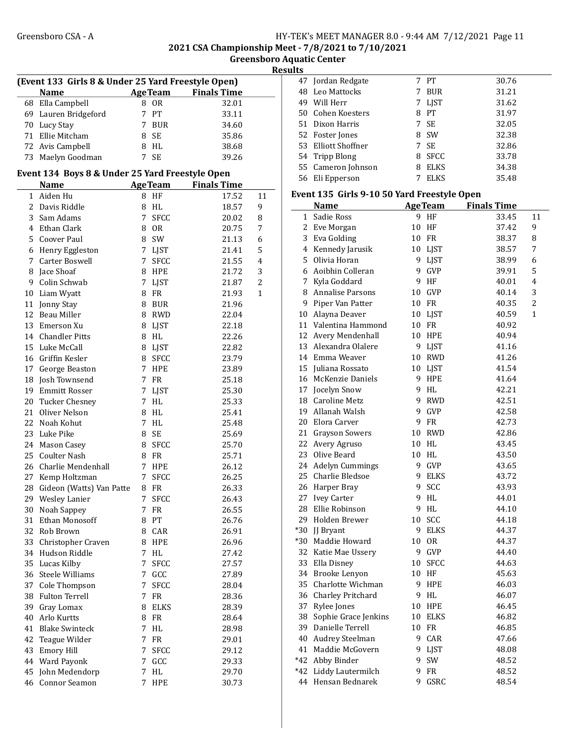## 2021 CSA Championship Meet - 7/8/2021 to 7/10/2021

### Greensboro Aquatic Center

### Results

### (Event 133 Girls 8 & Under 25 Yard Freestyle Open)

| | Name | Age | Team | Finals Time | |
|---|---|---|---|---|---|
| 68 | Ella Campbell | 8 | OR | 32.01 | |
| 69 | Lauren Bridgeford | 7 | PT | 33.11 | |
| 70 | Lucy Stay | 7 | BUR | 34.60 | |
| 71 | Ellie Mitcham | 8 | SE | 35.86 | |
| 72 | Avis Campbell | 8 | HL | 38.68 | |
| 73 | Maelyn Goodman | 7 | SE | 39.26 | |

### Event 134 Boys 8 & Under 25 Yard Freestyle Open

| | Name | Age | Team | Finals Time | |
|---|---|---|---|---|---|
| 1 | Aiden Hu | 8 | HF | 17.52 | 11 |
| 2 | Davis Riddle | 8 | HL | 18.57 | 9 |
| 3 | Sam Adams | 7 | SFCC | 20.02 | 8 |
| 4 | Ethan Clark | 8 | OR | 20.75 | 7 |
| 5 | Coover Paul | 8 | SW | 21.13 | 6 |
| 6 | Henry Eggleston | 7 | LJST | 21.41 | 5 |
| 7 | Carter Boswell | 7 | SFCC | 21.55 | 4 |
| 8 | Jace Shoaf | 8 | HPE | 21.72 | 3 |
| 9 | Colin Schwab | 7 | LJST | 21.87 | 2 |
| 10 | Liam Wyatt | 8 | FR | 21.93 | 1 |
| 11 | Jonny Stay | 8 | BUR | 21.96 | |
| 12 | Beau Miller | 8 | RWD | 22.04 | |
| 13 | Emerson Xu | 8 | LJST | 22.18 | |
| 14 | Chandler Pitts | 8 | HL | 22.26 | |
| 15 | Luke McCall | 8 | LJST | 22.82 | |
| 16 | Griffin Kesler | 8 | SFCC | 23.79 | |
| 17 | George Beaston | 7 | HPE | 23.89 | |
| 18 | Josh Townsend | 7 | FR | 25.18 | |
| 19 | Emmitt Rosser | 7 | LJST | 25.30 | |
| 20 | Tucker Chesney | 7 | HL | 25.33 | |
| 21 | Oliver Nelson | 8 | HL | 25.41 | |
| 22 | Noah Kohut | 7 | HL | 25.48 | |
| 23 | Luke Pike | 8 | SE | 25.69 | |
| 24 | Mason Casey | 8 | SFCC | 25.70 | |
| 25 | Coulter Nash | 8 | FR | 25.71 | |
| 26 | Charlie Mendenhall | 7 | HPE | 26.12 | |
| 27 | Kemp Holtzman | 7 | SFCC | 26.25 | |
| 28 | Gideon (Watts) Van Patte | 8 | FR | 26.33 | |
| 29 | Wesley Lanier | 7 | SFCC | 26.43 | |
| 30 | Noah Sappey | 7 | FR | 26.55 | |
| 31 | Ethan Monosoff | 8 | PT | 26.76 | |
| 32 | Rob Brown | 8 | CAR | 26.91 | |
| 33 | Christopher Craven | 8 | HPE | 26.96 | |
| 34 | Hudson Riddle | 7 | HL | 27.42 | |
| 35 | Lucas Kilby | 7 | SFCC | 27.57 | |
| 36 | Steele Williams | 7 | GCC | 27.89 | |
| 37 | Cole Thompson | 7 | SFCC | 28.04 | |
| 38 | Fulton Terrell | 7 | FR | 28.36 | |
| 39 | Gray Lomax | 8 | ELKS | 28.39 | |
| 40 | Arlo Kurtts | 8 | FR | 28.64 | |
| 41 | Blake Swinteck | 7 | HL | 28.98 | |
| 42 | Teague Wilder | 7 | FR | 29.01 | |
| 43 | Emory Hill | 7 | SFCC | 29.12 | |
| 44 | Ward Payonk | 7 | GCC | 29.33 | |
| 45 | John Medendorp | 7 | HL | 29.70 | |
| 46 | Connor Seamon | 7 | HPE | 30.73 | |
| 47 | Jordan Redgate | 7 | PT | 30.76 | |
| 48 | Leo Mattocks | 7 | BUR | 31.21 | |
| 49 | Will Herr | 7 | LJST | 31.62 | |
| 50 | Cohen Koesters | 8 | PT | 31.97 | |
| 51 | Dixon Harris | 7 | SE | 32.05 | |
| 52 | Foster Jones | 8 | SW | 32.38 | |
| 53 | Elliott Shoffner | 7 | SE | 32.86 | |
| 54 | Tripp Blong | 8 | SFCC | 33.78 | |
| 55 | Cameron Johnson | 8 | ELKS | 34.38 | |
| 56 | Eli Epperson | 7 | ELKS | 35.48 | |

### Event 135 Girls 9-10 50 Yard Freestyle Open

| | Name | Age | Team | Finals Time | |
|---|---|---|---|---|---|
| 1 | Sadie Ross | 9 | HF | 33.45 | 11 |
| 2 | Eve Morgan | 10 | HF | 37.42 | 9 |
| 3 | Eva Golding | 10 | FR | 38.37 | 8 |
| 4 | Kennedy Jarusik | 10 | LJST | 38.57 | 7 |
| 5 | Olivia Horan | 9 | LJST | 38.99 | 6 |
| 6 | Aoibhin Colleran | 9 | GVP | 39.91 | 5 |
| 7 | Kyla Goddard | 9 | HF | 40.01 | 4 |
| 8 | Annalise Parsons | 10 | GVP | 40.14 | 3 |
| 9 | Piper Van Patter | 10 | FR | 40.35 | 2 |
| 10 | Alayna Deaver | 10 | LJST | 40.59 | 1 |
| 11 | Valentina Hammond | 10 | FR | 40.92 | |
| 12 | Avery Mendenhall | 10 | HPE | 40.94 | |
| 13 | Alexandra Olalere | 9 | LJST | 41.16 | |
| 14 | Emma Weaver | 10 | RWD | 41.26 | |
| 15 | Juliana Rossato | 10 | LJST | 41.54 | |
| 16 | McKenzie Daniels | 9 | HPE | 41.64 | |
| 17 | Jocelyn Snow | 9 | HL | 42.21 | |
| 18 | Caroline Metz | 9 | RWD | 42.51 | |
| 19 | Allanah Walsh | 9 | GVP | 42.58 | |
| 20 | Elora Carver | 9 | FR | 42.73 | |
| 21 | Grayson Sowers | 10 | RWD | 42.86 | |
| 22 | Avery Agruso | 10 | HL | 43.45 | |
| 23 | Olive Beard | 10 | HL | 43.50 | |
| 24 | Adelyn Cummings | 9 | GVP | 43.65 | |
| 25 | Charlie Bledsoe | 9 | ELKS | 43.72 | |
| 26 | Harper Bray | 9 | SCC | 43.93 | |
| 27 | Ivey Carter | 9 | HL | 44.01 | |
| 28 | Ellie Robinson | 9 | HL | 44.10 | |
| 29 | Holden Brewer | 10 | SCC | 44.18 | |
| *30 | JJ Bryant | 9 | ELKS | 44.37 | |
| *30 | Maddie Howard | 10 | OR | 44.37 | |
| 32 | Katie Mae Ussery | 9 | GVP | 44.40 | |
| 33 | Ella Disney | 10 | SFCC | 44.63 | |
| 34 | Brooke Lenyon | 10 | HF | 45.63 | |
| 35 | Charlotte Wichman | 9 | HPE | 46.03 | |
| 36 | Charley Pritchard | 9 | HL | 46.07 | |
| 37 | Rylee Jones | 10 | HPE | 46.45 | |
| 38 | Sophie Grace Jenkins | 10 | ELKS | 46.82 | |
| 39 | Danielle Terrell | 10 | FR | 46.85 | |
| 40 | Audrey Steelman | 9 | CAR | 47.66 | |
| 41 | Maddie McGovern | 9 | LJST | 48.08 | |
| *42 | Abby Binder | 9 | SW | 48.52 | |
| *42 | Liddy Lautermilch | 9 | FR | 48.52 | |
| 44 | Hensan Bednarek | 9 | GSRC | 48.54 | |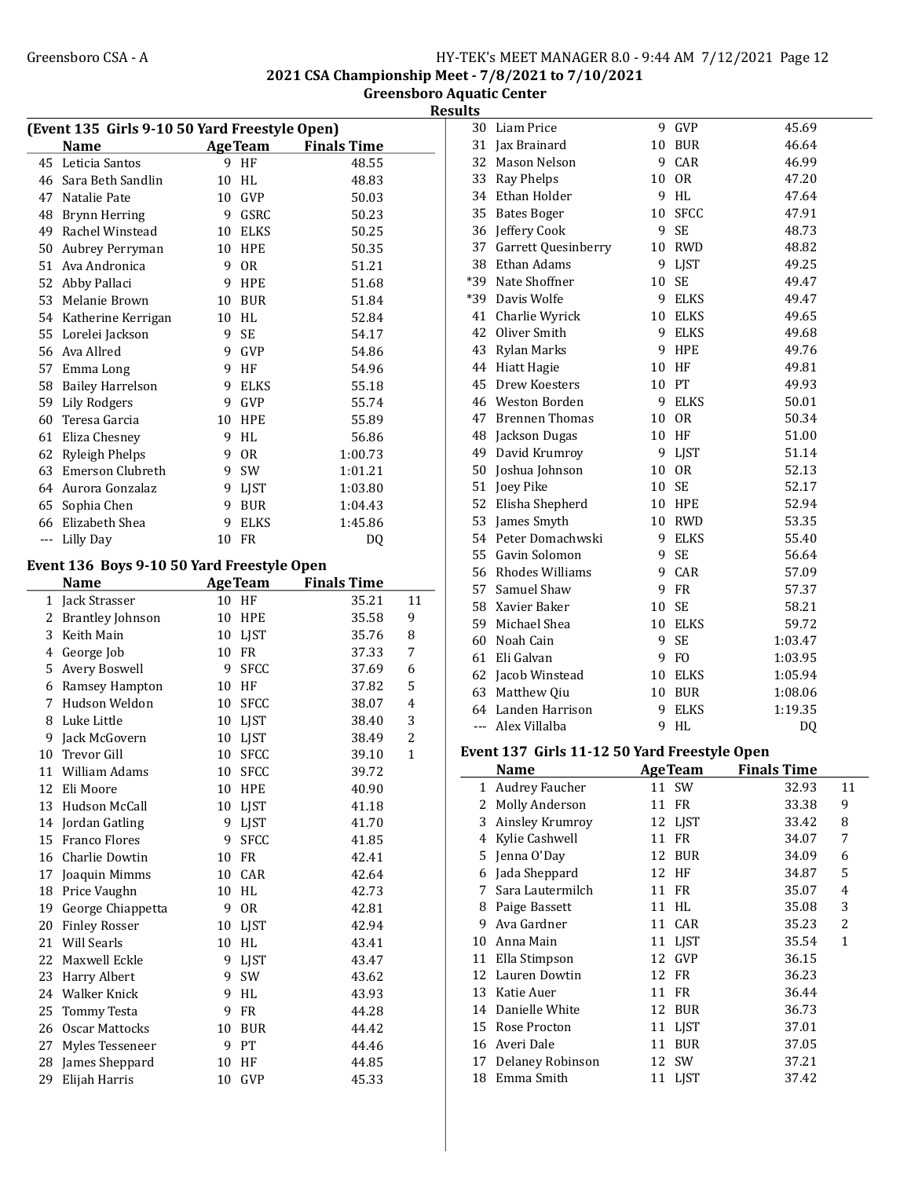## 2021 CSA Championship Meet - 7/8/2021 to 7/10/2021

### Greensboro Aquatic Center

### Results

#### (Event 135 Girls 9-10 50 Yard Freestyle Open)

| | Name | Age | Team | Finals Time | |
|---|---|---|---|---|---|
| 45 | Leticia Santos | 9 | HF | 48.55 | |
| 46 | Sara Beth Sandlin | 10 | HL | 48.83 | |
| 47 | Natalie Pate | 10 | GVP | 50.03 | |
| 48 | Brynn Herring | 9 | GSRC | 50.23 | |
| 49 | Rachel Winstead | 10 | ELKS | 50.25 | |
| 50 | Aubrey Perryman | 10 | HPE | 50.35 | |
| 51 | Ava Andronica | 9 | OR | 51.21 | |
| 52 | Abby Pallaci | 9 | HPE | 51.68 | |
| 53 | Melanie Brown | 10 | BUR | 51.84 | |
| 54 | Katherine Kerrigan | 10 | HL | 52.84 | |
| 55 | Lorelei Jackson | 9 | SE | 54.17 | |
| 56 | Ava Allred | 9 | GVP | 54.86 | |
| 57 | Emma Long | 9 | HF | 54.96 | |
| 58 | Bailey Harrelson | 9 | ELKS | 55.18 | |
| 59 | Lily Rodgers | 9 | GVP | 55.74 | |
| 60 | Teresa Garcia | 10 | HPE | 55.89 | |
| 61 | Eliza Chesney | 9 | HL | 56.86 | |
| 62 | Ryleigh Phelps | 9 | OR | 1:00.73 | |
| 63 | Emerson Clubreth | 9 | SW | 1:01.21 | |
| 64 | Aurora Gonzalaz | 9 | LJST | 1:03.80 | |
| 65 | Sophia Chen | 9 | BUR | 1:04.43 | |
| 66 | Elizabeth Shea | 9 | ELKS | 1:45.86 | |
| --- | Lilly Day | 10 | FR | DQ | |

#### Event 136 Boys 9-10 50 Yard Freestyle Open

| | Name | Age | Team | Finals Time | |
|---|---|---|---|---|---|
| 1 | Jack Strasser | 10 | HF | 35.21 | 11 |
| 2 | Brantley Johnson | 10 | HPE | 35.58 | 9 |
| 3 | Keith Main | 10 | LJST | 35.76 | 8 |
| 4 | George Job | 10 | FR | 37.33 | 7 |
| 5 | Avery Boswell | 9 | SFCC | 37.69 | 6 |
| 6 | Ramsey Hampton | 10 | HF | 37.82 | 5 |
| 7 | Hudson Weldon | 10 | SFCC | 38.07 | 4 |
| 8 | Luke Little | 10 | LJST | 38.40 | 3 |
| 9 | Jack McGovern | 10 | LJST | 38.49 | 2 |
| 10 | Trevor Gill | 10 | SFCC | 39.10 | 1 |
| 11 | William Adams | 10 | SFCC | 39.72 | |
| 12 | Eli Moore | 10 | HPE | 40.90 | |
| 13 | Hudson McCall | 10 | LJST | 41.18 | |
| 14 | Jordan Gatling | 9 | LJST | 41.70 | |
| 15 | Franco Flores | 9 | SFCC | 41.85 | |
| 16 | Charlie Dowtin | 10 | FR | 42.41 | |
| 17 | Joaquin Mimms | 10 | CAR | 42.64 | |
| 18 | Price Vaughn | 10 | HL | 42.73 | |
| 19 | George Chiappetta | 9 | OR | 42.81 | |
| 20 | Finley Rosser | 10 | LJST | 42.94 | |
| 21 | Will Searls | 10 | HL | 43.41 | |
| 22 | Maxwell Eckle | 9 | LJST | 43.47 | |
| 23 | Harry Albert | 9 | SW | 43.62 | |
| 24 | Walker Knick | 9 | HL | 43.93 | |
| 25 | Tommy Testa | 9 | FR | 44.28 | |
| 26 | Oscar Mattocks | 10 | BUR | 44.42 | |
| 27 | Myles Tesseneer | 9 | PT | 44.46 | |
| 28 | James Sheppard | 10 | HF | 44.85 | |
| 29 | Elijah Harris | 10 | GVP | 45.33 | |
| 30 | Liam Price | 9 | GVP | 45.69 | |
| 31 | Jax Brainard | 10 | BUR | 46.64 | |
| 32 | Mason Nelson | 9 | CAR | 46.99 | |
| 33 | Ray Phelps | 10 | OR | 47.20 | |
| 34 | Ethan Holder | 9 | HL | 47.64 | |
| 35 | Bates Boger | 10 | SFCC | 47.91 | |
| 36 | Jeffery Cook | 9 | SE | 48.73 | |
| 37 | Garrett Quesinberry | 10 | RWD | 48.82 | |
| 38 | Ethan Adams | 9 | LJST | 49.25 | |
| *39 | Nate Shoffner | 10 | SE | 49.47 | |
| *39 | Davis Wolfe | 9 | ELKS | 49.47 | |
| 41 | Charlie Wyrick | 10 | ELKS | 49.65 | |
| 42 | Oliver Smith | 9 | ELKS | 49.68 | |
| 43 | Rylan Marks | 9 | HPE | 49.76 | |
| 44 | Hiatt Hagie | 10 | HF | 49.81 | |
| 45 | Drew Koesters | 10 | PT | 49.93 | |
| 46 | Weston Borden | 9 | ELKS | 50.01 | |
| 47 | Brennen Thomas | 10 | OR | 50.34 | |
| 48 | Jackson Dugas | 10 | HF | 51.00 | |
| 49 | David Krumroy | 9 | LJST | 51.14 | |
| 50 | Joshua Johnson | 10 | OR | 52.13 | |
| 51 | Joey Pike | 10 | SE | 52.17 | |
| 52 | Elisha Shepherd | 10 | HPE | 52.94 | |
| 53 | James Smyth | 10 | RWD | 53.35 | |
| 54 | Peter Domachwski | 9 | ELKS | 55.40 | |
| 55 | Gavin Solomon | 9 | SE | 56.64 | |
| 56 | Rhodes Williams | 9 | CAR | 57.09 | |
| 57 | Samuel Shaw | 9 | FR | 57.37 | |
| 58 | Xavier Baker | 10 | SE | 58.21 | |
| 59 | Michael Shea | 10 | ELKS | 59.72 | |
| 60 | Noah Cain | 9 | SE | 1:03.47 | |
| 61 | Eli Galvan | 9 | FO | 1:03.95 | |
| 62 | Jacob Winstead | 10 | ELKS | 1:05.94 | |
| 63 | Matthew Qiu | 10 | BUR | 1:08.06 | |
| 64 | Landen Harrison | 9 | ELKS | 1:19.35 | |
| --- | Alex Villalba | 9 | HL | DQ | |

#### Event 137 Girls 11-12 50 Yard Freestyle Open

| | Name | Age | Team | Finals Time | |
|---|---|---|---|---|---|
| 1 | Audrey Faucher | 11 | SW | 32.93 | 11 |
| 2 | Molly Anderson | 11 | FR | 33.38 | 9 |
| 3 | Ainsley Krumroy | 12 | LJST | 33.42 | 8 |
| 4 | Kylie Cashwell | 11 | FR | 34.07 | 7 |
| 5 | Jenna O'Day | 12 | BUR | 34.09 | 6 |
| 6 | Jada Sheppard | 12 | HF | 34.87 | 5 |
| 7 | Sara Lautermilch | 11 | FR | 35.07 | 4 |
| 8 | Paige Bassett | 11 | HL | 35.08 | 3 |
| 9 | Ava Gardner | 11 | CAR | 35.23 | 2 |
| 10 | Anna Main | 11 | LJST | 35.54 | 1 |
| 11 | Ella Stimpson | 12 | GVP | 36.15 | |
| 12 | Lauren Dowtin | 12 | FR | 36.23 | |
| 13 | Katie Auer | 11 | FR | 36.44 | |
| 14 | Danielle White | 12 | BUR | 36.73 | |
| 15 | Rose Procton | 11 | LJST | 37.01 | |
| 16 | Averi Dale | 11 | BUR | 37.05 | |
| 17 | Delaney Robinson | 12 | SW | 37.21 | |
| 18 | Emma Smith | 11 | LJST | 37.42 | |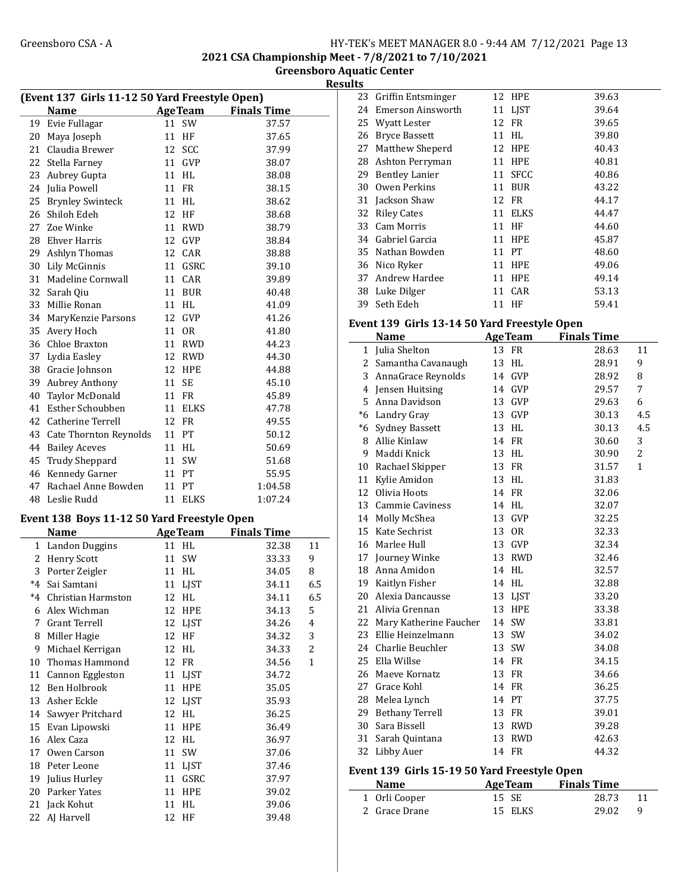## 2021 CSA Championship Meet - 7/8/2021 to 7/10/2021

### Greensboro Aquatic Center

### Results

#### (Event 137 Girls 11-12 50 Yard Freestyle Open)

| | Name | Age | Team | Finals Time |
|---|---|---|---|---|
| 19 | Evie Fullagar | 11 | SW | 37.57 |
| 20 | Maya Joseph | 11 | HF | 37.65 |
| 21 | Claudia Brewer | 12 | SCC | 37.99 |
| 22 | Stella Farney | 11 | GVP | 38.07 |
| 23 | Aubrey Gupta | 11 | HL | 38.08 |
| 24 | Julia Powell | 11 | FR | 38.15 |
| 25 | Brynley Swinteck | 11 | HL | 38.62 |
| 26 | Shiloh Edeh | 12 | HF | 38.68 |
| 27 | Zoe Winke | 11 | RWD | 38.79 |
| 28 | Ehver Harris | 12 | GVP | 38.84 |
| 29 | Ashlyn Thomas | 12 | CAR | 38.88 |
| 30 | Lily McGinnis | 11 | GSRC | 39.10 |
| 31 | Madeline Cornwall | 11 | CAR | 39.89 |
| 32 | Sarah Qiu | 11 | BUR | 40.48 |
| 33 | Millie Ronan | 11 | HL | 41.09 |
| 34 | MaryKenzie Parsons | 12 | GVP | 41.26 |
| 35 | Avery Hoch | 11 | OR | 41.80 |
| 36 | Chloe Braxton | 11 | RWD | 44.23 |
| 37 | Lydia Easley | 12 | RWD | 44.30 |
| 38 | Gracie Johnson | 12 | HPE | 44.88 |
| 39 | Aubrey Anthony | 11 | SE | 45.10 |
| 40 | Taylor McDonald | 11 | FR | 45.89 |
| 41 | Esther Schoubben | 11 | ELKS | 47.78 |
| 42 | Catherine Terrell | 12 | FR | 49.55 |
| 43 | Cate Thornton Reynolds | 11 | PT | 50.12 |
| 44 | Bailey Aceves | 11 | HL | 50.69 |
| 45 | Trudy Sheppard | 11 | SW | 51.68 |
| 46 | Kennedy Garner | 11 | PT | 55.95 |
| 47 | Rachael Anne Bowden | 11 | PT | 1:04.58 |
| 48 | Leslie Rudd | 11 | ELKS | 1:07.24 |

#### Event 138 Boys 11-12 50 Yard Freestyle Open

| | Name | Age | Team | Finals Time | Points |
|---|---|---|---|---|---|
| 1 | Landon Duggins | 11 | HL | 32.38 | 11 |
| 2 | Henry Scott | 11 | SW | 33.33 | 9 |
| 3 | Porter Zeigler | 11 | HL | 34.05 | 8 |
| *4 | Sai Samtani | 11 | LJST | 34.11 | 6.5 |
| *4 | Christian Harmston | 12 | HL | 34.11 | 6.5 |
| 6 | Alex Wichman | 12 | HPE | 34.13 | 5 |
| 7 | Grant Terrell | 12 | LJST | 34.26 | 4 |
| 8 | Miller Hagie | 12 | HF | 34.32 | 3 |
| 9 | Michael Kerrigan | 12 | HL | 34.33 | 2 |
| 10 | Thomas Hammond | 12 | FR | 34.56 | 1 |
| 11 | Cannon Eggleston | 11 | LJST | 34.72 | |
| 12 | Ben Holbrook | 11 | HPE | 35.05 | |
| 13 | Asher Eckle | 12 | LJST | 35.93 | |
| 14 | Sawyer Pritchard | 12 | HL | 36.25 | |
| 15 | Evan Lipowski | 11 | HPE | 36.49 | |
| 16 | Alex Caza | 12 | HL | 36.97 | |
| 17 | Owen Carson | 11 | SW | 37.06 | |
| 18 | Peter Leone | 11 | LJST | 37.46 | |
| 19 | Julius Hurley | 11 | GSRC | 37.97 | |
| 20 | Parker Yates | 11 | HPE | 39.02 | |
| 21 | Jack Kohut | 11 | HL | 39.06 | |
| 22 | AJ Harvell | 12 | HF | 39.48 | |
| 23 | Griffin Entsminger | 12 | HPE | 39.63 | |
| 24 | Emerson Ainsworth | 11 | LJST | 39.64 | |
| 25 | Wyatt Lester | 12 | FR | 39.65 | |
| 26 | Bryce Bassett | 11 | HL | 39.80 | |
| 27 | Matthew Sheperd | 12 | HPE | 40.43 | |
| 28 | Ashton Perryman | 11 | HPE | 40.81 | |
| 29 | Bentley Lanier | 11 | SFCC | 40.86 | |
| 30 | Owen Perkins | 11 | BUR | 43.22 | |
| 31 | Jackson Shaw | 12 | FR | 44.17 | |
| 32 | Riley Cates | 11 | ELKS | 44.47 | |
| 33 | Cam Morris | 11 | HF | 44.60 | |
| 34 | Gabriel Garcia | 11 | HPE | 45.87 | |
| 35 | Nathan Bowden | 11 | PT | 48.60 | |
| 36 | Nico Ryker | 11 | HPE | 49.06 | |
| 37 | Andrew Hardee | 11 | HPE | 49.14 | |
| 38 | Luke Dilger | 11 | CAR | 53.13 | |
| 39 | Seth Edeh | 11 | HF | 59.41 | |

#### Event 139 Girls 13-14 50 Yard Freestyle Open

| | Name | Age | Team | Finals Time | Points |
|---|---|---|---|---|---|
| 1 | Julia Shelton | 13 | FR | 28.63 | 11 |
| 2 | Samantha Cavanaugh | 13 | HL | 28.91 | 9 |
| 3 | AnnaGrace Reynolds | 14 | GVP | 28.92 | 8 |
| 4 | Jensen Huitsing | 14 | GVP | 29.57 | 7 |
| 5 | Anna Davidson | 13 | GVP | 29.63 | 6 |
| *6 | Landry Gray | 13 | GVP | 30.13 | 4.5 |
| *6 | Sydney Bassett | 13 | HL | 30.13 | 4.5 |
| 8 | Allie Kinlaw | 14 | FR | 30.60 | 3 |
| 9 | Maddi Knick | 13 | HL | 30.90 | 2 |
| 10 | Rachael Skipper | 13 | FR | 31.57 | 1 |
| 11 | Kylie Amidon | 13 | HL | 31.83 | |
| 12 | Olivia Hoots | 14 | FR | 32.06 | |
| 13 | Cammie Caviness | 14 | HL | 32.07 | |
| 14 | Molly McShea | 13 | GVP | 32.25 | |
| 15 | Kate Sechrist | 13 | OR | 32.33 | |
| 16 | Marlee Hull | 13 | GVP | 32.34 | |
| 17 | Journey Winke | 13 | RWD | 32.46 | |
| 18 | Anna Amidon | 14 | HL | 32.57 | |
| 19 | Kaitlyn Fisher | 14 | HL | 32.88 | |
| 20 | Alexia Dancausse | 13 | LJST | 33.20 | |
| 21 | Alivia Grennan | 13 | HPE | 33.38 | |
| 22 | Mary Katherine Faucher | 14 | SW | 33.81 | |
| 23 | Ellie Heinzelmann | 13 | SW | 34.02 | |
| 24 | Charlie Beuchler | 13 | SW | 34.08 | |
| 25 | Ella Willse | 14 | FR | 34.15 | |
| 26 | Maeve Kornatz | 13 | FR | 34.66 | |
| 27 | Grace Kohl | 14 | FR | 36.25 | |
| 28 | Melea Lynch | 14 | PT | 37.75 | |
| 29 | Bethany Terrell | 13 | FR | 39.01 | |
| 30 | Sara Bissell | 13 | RWD | 39.28 | |
| 31 | Sarah Quintana | 13 | RWD | 42.63 | |
| 32 | Libby Auer | 14 | FR | 44.32 | |

#### Event 139 Girls 15-19 50 Yard Freestyle Open

| | Name | Age | Team | Finals Time | Points |
|---|---|---|---|---|---|
| 1 | Orli Cooper | 15 | SE | 28.73 | 11 |
| 2 | Grace Drane | 15 | ELKS | 29.02 | 9 |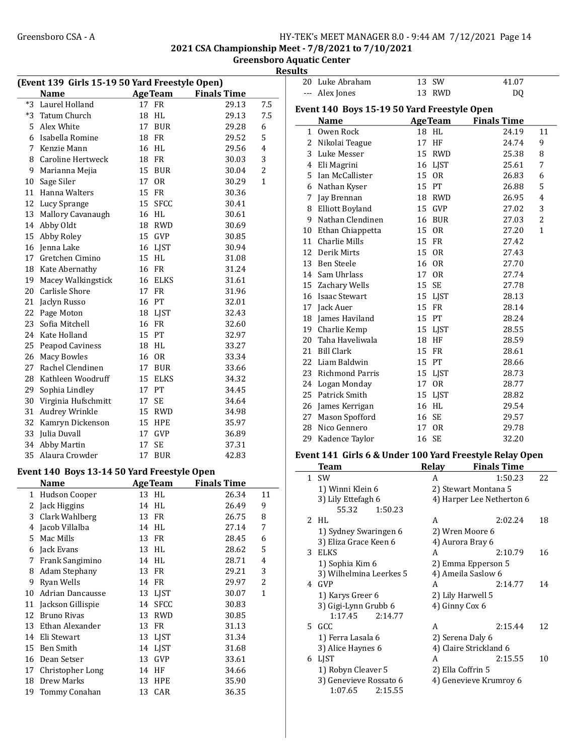## 2021 CSA Championship Meet - 7/8/2021 to 7/10/2021

### Greensboro Aquatic Center

### Results

#### (Event 139 Girls 15-19 50 Yard Freestyle Open)

| | Name | Age | Team | Finals Time | |
|---|---|---|---|---|---|
| *3 | Laurel Holland | 17 | FR | 29.13 | 7.5 |
| *3 | Tatum Church | 18 | HL | 29.13 | 7.5 |
| 5 | Alex White | 17 | BUR | 29.28 | 6 |
| 6 | Isabella Romine | 18 | FR | 29.52 | 5 |
| 7 | Kenzie Mann | 16 | HL | 29.56 | 4 |
| 8 | Caroline Hertweck | 18 | FR | 30.03 | 3 |
| 9 | Marianna Mejia | 15 | BUR | 30.04 | 2 |
| 10 | Sage Siler | 17 | OR | 30.29 | 1 |
| 11 | Hanna Walters | 15 | FR | 30.36 | |
| 12 | Lucy Sprange | 15 | SFCC | 30.41 | |
| 13 | Mallory Cavanaugh | 16 | HL | 30.61 | |
| 14 | Abby Oldt | 18 | RWD | 30.69 | |
| 15 | Abby Roley | 15 | GVP | 30.85 | |
| 16 | Jenna Lake | 16 | LJST | 30.94 | |
| 17 | Gretchen Cimino | 15 | HL | 31.08 | |
| 18 | Kate Abernathy | 16 | FR | 31.24 | |
| 19 | Macey Walkingstick | 16 | ELKS | 31.61 | |
| 20 | Carlisle Shore | 17 | FR | 31.96 | |
| 21 | Jaclyn Russo | 16 | PT | 32.01 | |
| 22 | Page Moton | 18 | LJST | 32.43 | |
| 23 | Sofia Mitchell | 16 | FR | 32.60 | |
| 24 | Kate Holland | 15 | PT | 32.97 | |
| 25 | Peapod Caviness | 18 | HL | 33.27 | |
| 26 | Macy Bowles | 16 | OR | 33.34 | |
| 27 | Rachel Clendinen | 17 | BUR | 33.66 | |
| 28 | Kathleen Woodruff | 15 | ELKS | 34.32 | |
| 29 | Sophia Lindley | 17 | PT | 34.45 | |
| 30 | Virginia Hufschmitt | 17 | SE | 34.64 | |
| 31 | Audrey Wrinkle | 15 | RWD | 34.98 | |
| 32 | Kamryn Dickenson | 15 | HPE | 35.97 | |
| 33 | Julia Duvall | 17 | GVP | 36.89 | |
| 34 | Abby Martin | 17 | SE | 37.31 | |
| 35 | Alaura Crowder | 17 | BUR | 42.83 | |

#### Event 140 Boys 13-14 50 Yard Freestyle Open

| | Name | Age | Team | Finals Time | |
|---|---|---|---|---|---|
| 1 | Hudson Cooper | 13 | HL | 26.34 | 11 |
| 2 | Jack Higgins | 14 | HL | 26.49 | 9 |
| 3 | Clark Wahlberg | 13 | FR | 26.75 | 8 |
| 4 | Jacob Villalba | 14 | HL | 27.14 | 7 |
| 5 | Mac Mills | 13 | FR | 28.45 | 6 |
| 6 | Jack Evans | 13 | HL | 28.62 | 5 |
| 7 | Frank Sangimino | 14 | HL | 28.71 | 4 |
| 8 | Adam Stephany | 13 | FR | 29.21 | 3 |
| 9 | Ryan Wells | 14 | FR | 29.97 | 2 |
| 10 | Adrian Dancausse | 13 | LJST | 30.07 | 1 |
| 11 | Jackson Gillispie | 14 | SFCC | 30.83 | |
| 12 | Bruno Rivas | 13 | RWD | 30.85 | |
| 13 | Ethan Alexander | 13 | FR | 31.13 | |
| 14 | Eli Stewart | 13 | LJST | 31.34 | |
| 15 | Ben Smith | 14 | LJST | 31.68 | |
| 16 | Dean Setser | 13 | GVP | 33.61 | |
| 17 | Christopher Long | 14 | HF | 34.66 | |
| 18 | Drew Marks | 13 | HPE | 35.90 | |
| 19 | Tommy Conahan | 13 | CAR | 36.35 | |
| 20 | Luke Abraham | 13 | SW | 41.07 | |
| --- | Alex Jones | 13 | RWD | DQ | |

#### Event 140 Boys 15-19 50 Yard Freestyle Open

| | Name | Age | Team | Finals Time | |
|---|---|---|---|---|---|
| 1 | Owen Rock | 18 | HL | 24.19 | 11 |
| 2 | Nikolai Teague | 17 | HF | 24.74 | 9 |
| 3 | Luke Messer | 15 | RWD | 25.38 | 8 |
| 4 | Eli Magrini | 16 | LJST | 25.61 | 7 |
| 5 | Ian McCallister | 15 | OR | 26.83 | 6 |
| 6 | Nathan Kyser | 15 | PT | 26.88 | 5 |
| 7 | Jay Brennan | 18 | RWD | 26.95 | 4 |
| 8 | Elliott Boyland | 15 | GVP | 27.02 | 3 |
| 9 | Nathan Clendinen | 16 | BUR | 27.03 | 2 |
| 10 | Ethan Chiappetta | 15 | OR | 27.20 | 1 |
| 11 | Charlie Mills | 15 | FR | 27.42 | |
| 12 | Derik Mirts | 15 | OR | 27.43 | |
| 13 | Ben Steele | 16 | OR | 27.70 | |
| 14 | Sam Uhrlass | 17 | OR | 27.74 | |
| 15 | Zachary Wells | 15 | SE | 27.78 | |
| 16 | Isaac Stewart | 15 | LJST | 28.13 | |
| 17 | Jack Auer | 15 | FR | 28.14 | |
| 18 | James Haviland | 15 | PT | 28.24 | |
| 19 | Charlie Kemp | 15 | LJST | 28.55 | |
| 20 | Taha Haveliwala | 18 | HF | 28.59 | |
| 21 | Bill Clark | 15 | FR | 28.61 | |
| 22 | Liam Baldwin | 15 | PT | 28.66 | |
| 23 | Richmond Parris | 15 | LJST | 28.73 | |
| 24 | Logan Monday | 17 | OR | 28.77 | |
| 25 | Patrick Smith | 15 | LJST | 28.82 | |
| 26 | James Kerrigan | 16 | HL | 29.54 | |
| 27 | Mason Spofford | 16 | SE | 29.57 | |
| 28 | Nico Gennero | 17 | OR | 29.78 | |
| 29 | Kadence Taylor | 16 | SE | 32.20 | |

#### Event 141 Girls 6 & Under 100 Yard Freestyle Relay Open

| | Team | Relay | Finals Time | |
|---|---|---|---|---|
| 1 | SW | A | 1:50.23 | 22 |
| | 1) Winni Klein 6 | 2) Stewart Montana 5 | | |
| | 3) Lily Ettefagh 6 | 4) Harper Lee Netherton 6 | | |
| | 55.32 1:50.23 | | | |
| 2 | HL | A | 2:02.24 | 18 |
| | 1) Sydney Swaringen 6 | 2) Wren Moore 6 | | |
| | 3) Eliza Grace Keen 6 | 4) Aurora Bray 6 | | |
| 3 | ELKS | A | 2:10.79 | 16 |
| | 1) Sophia Kim 6 | 2) Emma Epperson 5 | | |
| | 3) Wilhelmina Leerkes 5 | 4) Ameila Saslow 6 | | |
| 4 | GVP | A | 2:14.77 | 14 |
| | 1) Karys Greer 6 | 2) Lily Harwell 5 | | |
| | 3) Gigi-Lynn Grubb 6 | 4) Ginny Cox 6 | | |
| | 1:17.45 2:14.77 | | | |
| 5 | GCC | A | 2:15.44 | 12 |
| | 1) Ferra Lasala 6 | 2) Serena Daly 6 | | |
| | 3) Alice Haynes 6 | 4) Claire Strickland 6 | | |
| 6 | LJST | A | 2:15.55 | 10 |
| | 1) Robyn Cleaver 5 | 2) Ella Coffrin 5 | | |
| | 3) Genevieve Rossato 6 | 4) Genevieve Krumroy 6 | | |
| | 1:07.65 2:15.55 | | | |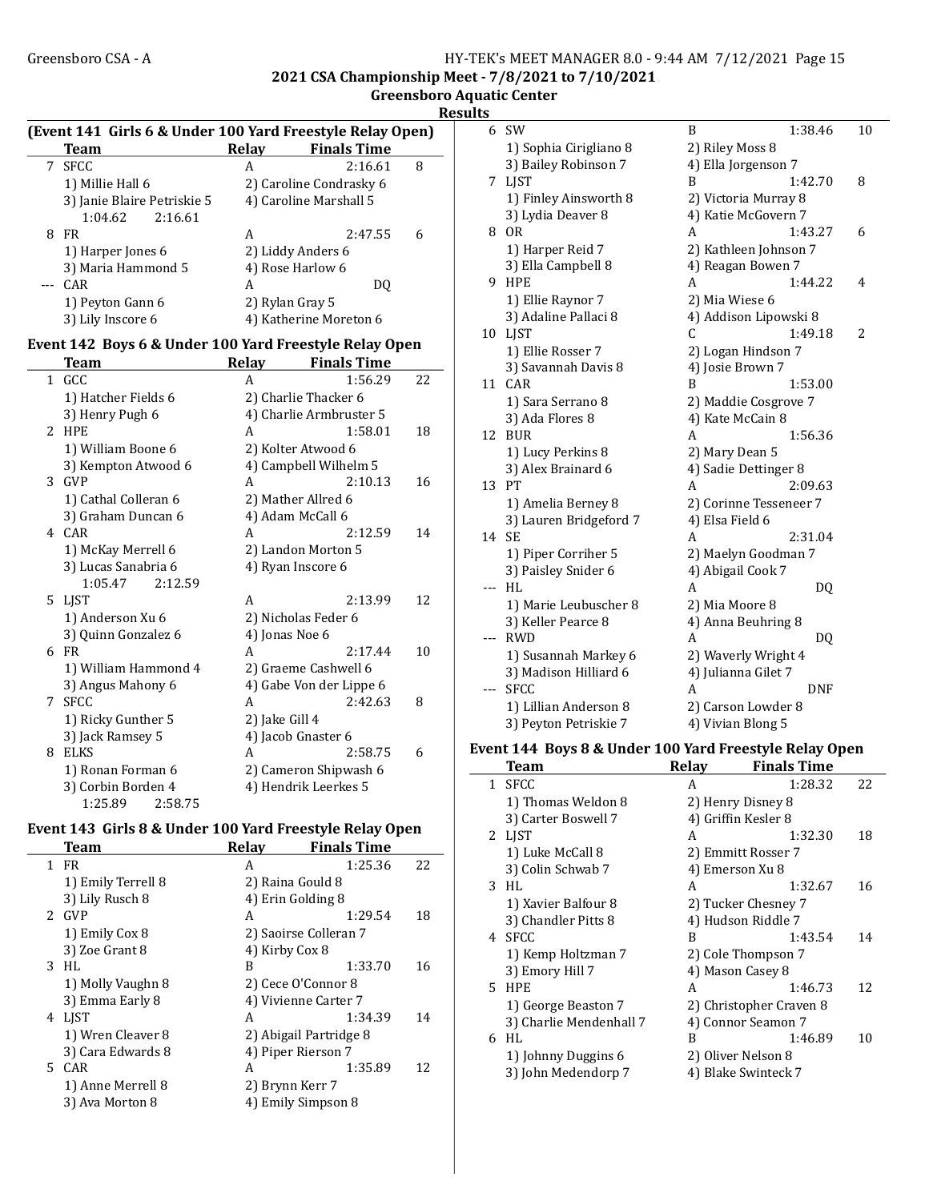## 2021 CSA Championship Meet - 7/8/2021 to 7/10/2021

### Greensboro Aquatic Center

### Results

#### (Event 141 Girls 6 & Under 100 Yard Freestyle Relay Open)

| | Team | Relay | Finals Time | |
|---|---|---|---|---|
| 7 | SFCC | A | 2:16.61 | 8 |
| | 1) Millie Hall 6 | 2) Caroline Condrasky 6 | | |
| | 3) Janie Blaire Petriskie 5 | 4) Caroline Marshall 5 | | |
| | 1:04.62 2:16.61 | | | |
| 8 | FR | A | 2:47.55 | 6 |
| | 1) Harper Jones 6 | 2) Liddy Anders 6 | | |
| | 3) Maria Hammond 5 | 4) Rose Harlow 6 | | |
| --- | CAR | A | DQ | |
| | 1) Peyton Gann 6 | 2) Rylan Gray 5 | | |
| | 3) Lily Inscore 6 | 4) Katherine Moreton 6 | | |

#### Event 142 Boys 6 & Under 100 Yard Freestyle Relay Open

| | Team | Relay | Finals Time | |
|---|---|---|---|---|
| 1 | GCC | A | 1:56.29 | 22 |
| | 1) Hatcher Fields 6 | 2) Charlie Thacker 6 | | |
| | 3) Henry Pugh 6 | 4) Charlie Armbruster 5 | | |
| 2 | HPE | A | 1:58.01 | 18 |
| | 1) William Boone 6 | 2) Kolter Atwood 6 | | |
| | 3) Kempton Atwood 6 | 4) Campbell Wilhelm 5 | | |
| 3 | GVP | A | 2:10.13 | 16 |
| | 1) Cathal Colleran 6 | 2) Mather Allred 6 | | |
| | 3) Graham Duncan 6 | 4) Adam McCall 6 | | |
| 4 | CAR | A | 2:12.59 | 14 |
| | 1) McKay Merrell 6 | 2) Landon Morton 5 | | |
| | 3) Lucas Sanabria 6 | 4) Ryan Inscore 6 | | |
| | 1:05.47 2:12.59 | | | |
| 5 | LJST | A | 2:13.99 | 12 |
| | 1) Anderson Xu 6 | 2) Nicholas Feder 6 | | |
| | 3) Quinn Gonzalez 6 | 4) Jonas Noe 6 | | |
| 6 | FR | A | 2:17.44 | 10 |
| | 1) William Hammond 4 | 2) Graeme Cashwell 6 | | |
| | 3) Angus Mahony 6 | 4) Gabe Von der Lippe 6 | | |
| 7 | SFCC | A | 2:42.63 | 8 |
| | 1) Ricky Gunther 5 | 2) Jake Gill 4 | | |
| | 3) Jack Ramsey 5 | 4) Jacob Gnaster 6 | | |
| 8 | ELKS | A | 2:58.75 | 6 |
| | 1) Ronan Forman 6 | 2) Cameron Shipwash 6 | | |
| | 3) Corbin Borden 4 | 4) Hendrik Leerkes 5 | | |
| | 1:25.89 2:58.75 | | | |

#### Event 143 Girls 8 & Under 100 Yard Freestyle Relay Open

| | Team | Relay | Finals Time | |
|---|---|---|---|---|
| 1 | FR | A | 1:25.36 | 22 |
| | 1) Emily Terrell 8 | 2) Raina Gould 8 | | |
| | 3) Lily Rusch 8 | 4) Erin Golding 8 | | |
| 2 | GVP | A | 1:29.54 | 18 |
| | 1) Emily Cox 8 | 2) Saoirse Colleran 7 | | |
| | 3) Zoe Grant 8 | 4) Kirby Cox 8 | | |
| 3 | HL | B | 1:33.70 | 16 |
| | 1) Molly Vaughn 8 | 2) Cece O'Connor 8 | | |
| | 3) Emma Early 8 | 4) Vivienne Carter 7 | | |
| 4 | LJST | A | 1:34.39 | 14 |
| | 1) Wren Cleaver 8 | 2) Abigail Partridge 8 | | |
| | 3) Cara Edwards 8 | 4) Piper Rierson 7 | | |
| 5 | CAR | A | 1:35.89 | 12 |
| | 1) Anne Merrell 8 | 2) Brynn Kerr 7 | | |
| | 3) Ava Morton 8 | 4) Emily Simpson 8 | | |
| 6 | SW | B | 1:38.46 | 10 |
| | 1) Sophia Cirigliano 8 | 2) Riley Moss 8 | | |
| | 3) Bailey Robinson 7 | 4) Ella Jorgenson 7 | | |
| 7 | LJST | B | 1:42.70 | 8 |
| | 1) Finley Ainsworth 8 | 2) Victoria Murray 8 | | |
| | 3) Lydia Deaver 8 | 4) Katie McGovern 7 | | |
| 8 | OR | A | 1:43.27 | 6 |
| | 1) Harper Reid 7 | 2) Kathleen Johnson 7 | | |
| | 3) Ella Campbell 8 | 4) Reagan Bowen 7 | | |
| 9 | HPE | A | 1:44.22 | 4 |
| | 1) Ellie Raynor 7 | 2) Mia Wiese 6 | | |
| | 3) Adaline Pallaci 8 | 4) Addison Lipowski 8 | | |
| 10 | LJST | C | 1:49.18 | 2 |
| | 1) Ellie Rosser 7 | 2) Logan Hindson 7 | | |
| | 3) Savannah Davis 8 | 4) Josie Brown 7 | | |
| 11 | CAR | B | 1:53.00 | |
| | 1) Sara Serrano 8 | 2) Maddie Cosgrove 7 | | |
| | 3) Ada Flores 8 | 4) Kate McCain 8 | | |
| 12 | BUR | A | 1:56.36 | |
| | 1) Lucy Perkins 8 | 2) Mary Dean 5 | | |
| | 3) Alex Brainard 6 | 4) Sadie Dettinger 8 | | |
| 13 | PT | A | 2:09.63 | |
| | 1) Amelia Berney 8 | 2) Corinne Tesseneer 7 | | |
| | 3) Lauren Bridgeford 7 | 4) Elsa Field 6 | | |
| 14 | SE | A | 2:31.04 | |
| | 1) Piper Corriher 5 | 2) Maelyn Goodman 7 | | |
| | 3) Paisley Snider 6 | 4) Abigail Cook 7 | | |
| --- | HL | A | DQ | |
| | 1) Marie Leubuscher 8 | 2) Mia Moore 8 | | |
| | 3) Keller Pearce 8 | 4) Anna Beuhring 8 | | |
| --- | RWD | A | DQ | |
| | 1) Susannah Markey 6 | 2) Waverly Wright 4 | | |
| | 3) Madison Hilliard 6 | 4) Julianna Gilet 7 | | |
| --- | SFCC | A | DNF | |
| | 1) Lillian Anderson 8 | 2) Carson Lowder 8 | | |
| | 3) Peyton Petriskie 7 | 4) Vivian Blong 5 | | |

#### Event 144 Boys 8 & Under 100 Yard Freestyle Relay Open

| | Team | Relay | Finals Time | |
|---|---|---|---|---|
| 1 | SFCC | A | 1:28.32 | 22 |
| | 1) Thomas Weldon 8 | 2) Henry Disney 8 | | |
| | 3) Carter Boswell 7 | 4) Griffin Kesler 8 | | |
| 2 | LJST | A | 1:32.30 | 18 |
| | 1) Luke McCall 8 | 2) Emmitt Rosser 7 | | |
| | 3) Colin Schwab 7 | 4) Emerson Xu 8 | | |
| 3 | HL | A | 1:32.67 | 16 |
| | 1) Xavier Balfour 8 | 2) Tucker Chesney 7 | | |
| | 3) Chandler Pitts 8 | 4) Hudson Riddle 7 | | |
| 4 | SFCC | B | 1:43.54 | 14 |
| | 1) Kemp Holtzman 7 | 2) Cole Thompson 7 | | |
| | 3) Emory Hill 7 | 4) Mason Casey 8 | | |
| 5 | HPE | A | 1:46.73 | 12 |
| | 1) George Beaston 7 | 2) Christopher Craven 8 | | |
| | 3) Charlie Mendenhall 7 | 4) Connor Seamon 7 | | |
| 6 | HL | B | 1:46.89 | 10 |
| | 1) Johnny Duggins 6 | 2) Oliver Nelson 8 | | |
| | 3) John Medendorp 7 | 4) Blake Swinteck 7 | | |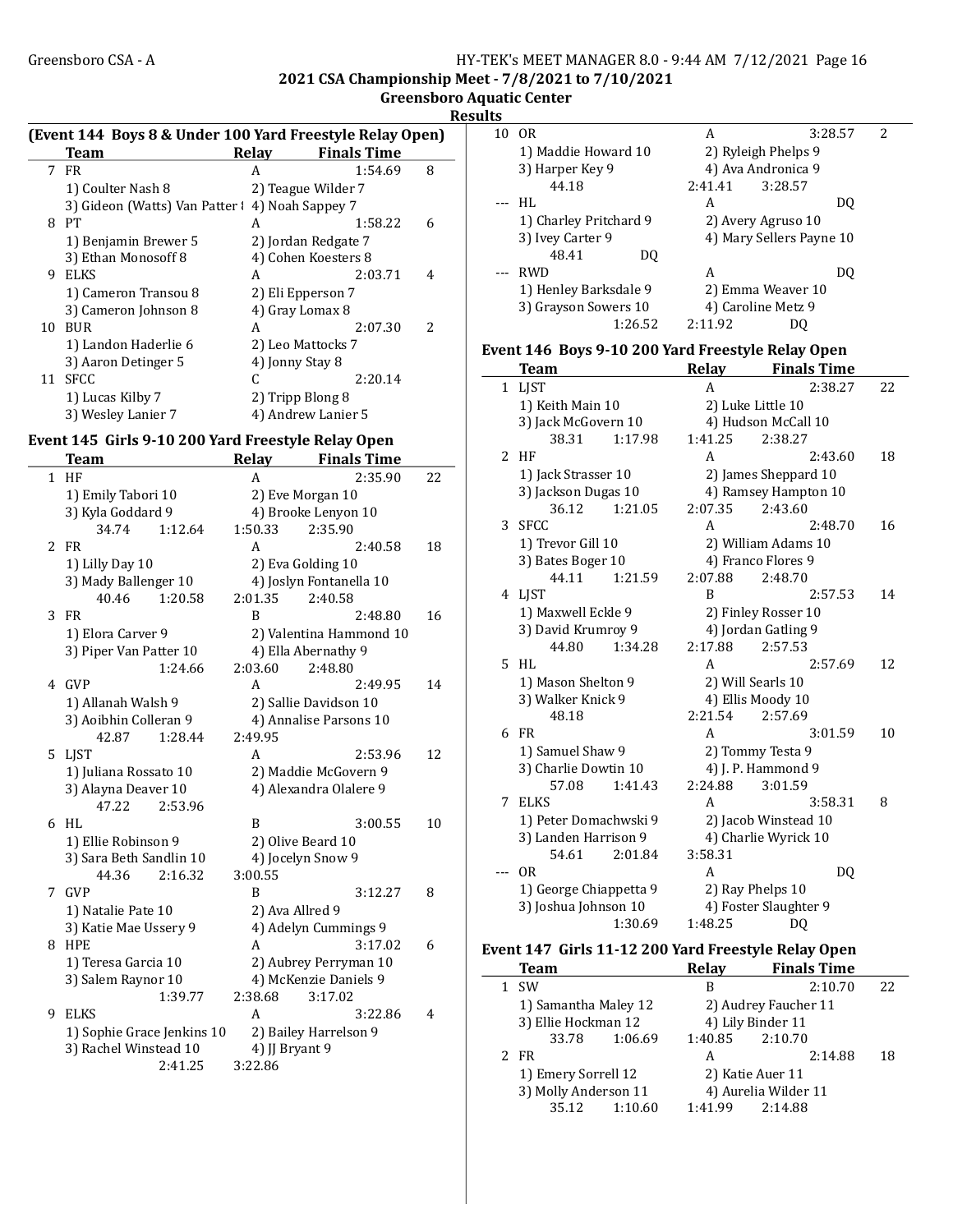2021 CSA Championship Meet - 7/8/2021 to 7/10/2021
Greensboro Aquatic Center
Results

## (Event 144 Boys 8 & Under 100 Yard Freestyle Relay Open)

| | Team | Relay | Finals Time | |
|---|---|---|---|---|
| 7 | FR | A | 1:54.69 | 8 |
| | 1) Coulter Nash 8 | 2) Teague Wilder 7 | | |
| | 3) Gideon (Watts) Van Patter | 4) Noah Sappey 7 | | |
| 8 | PT | A | 1:58.22 | 6 |
| | 1) Benjamin Brewer 5 | 2) Jordan Redgate 7 | | |
| | 3) Ethan Monosoff 8 | 4) Cohen Koesters 8 | | |
| 9 | ELKS | A | 2:03.71 | 4 |
| | 1) Cameron Transou 8 | 2) Eli Epperson 7 | | |
| | 3) Cameron Johnson 8 | 4) Gray Lomax 8 | | |
| 10 | BUR | A | 2:07.30 | 2 |
| | 1) Landon Haderlie 6 | 2) Leo Mattocks 7 | | |
| | 3) Aaron Detinger 5 | 4) Jonny Stay 8 | | |
| 11 | SFCC | C | 2:20.14 | |
| | 1) Lucas Kilby 7 | 2) Tripp Blong 8 | | |
| | 3) Wesley Lanier 7 | 4) Andrew Lanier 5 | | |

## Event 145 Girls 9-10 200 Yard Freestyle Relay Open

| | Team | Relay | Finals Time | |
|---|---|---|---|---|
| 1 | HF | A | 2:35.90 | 22 |
| | 1) Emily Tabori 10 | 2) Eve Morgan 10 | | |
| | 3) Kyla Goddard 9 | 4) Brooke Lenyon 10 | | |
| | 34.74 1:12.64 | 1:50.33 2:35.90 | | |
| 2 | FR | A | 2:40.58 | 18 |
| | 1) Lilly Day 10 | 2) Eva Golding 10 | | |
| | 3) Mady Ballenger 10 | 4) Joslyn Fontanella 10 | | |
| | 40.46 1:20.58 | 2:01.35 2:40.58 | | |
| 3 | FR | B | 2:48.80 | 16 |
| | 1) Elora Carver 9 | 2) Valentina Hammond 10 | | |
| | 3) Piper Van Patter 10 | 4) Ella Abernathy 9 | | |
| | 1:24.66 | 2:03.60 2:48.80 | | |
| 4 | GVP | A | 2:49.95 | 14 |
| | 1) Allanah Walsh 9 | 2) Sallie Davidson 10 | | |
| | 3) Aoibhin Colleran 9 | 4) Annalise Parsons 10 | | |
| | 42.87 1:28.44 | 2:49.95 | | |
| 5 | LJST | A | 2:53.96 | 12 |
| | 1) Juliana Rossato 10 | 2) Maddie McGovern 9 | | |
| | 3) Alayna Deaver 10 | 4) Alexandra Olalere 9 | | |
| | 47.22 2:53.96 | | | |
| 6 | HL | B | 3:00.55 | 10 |
| | 1) Ellie Robinson 9 | 2) Olive Beard 10 | | |
| | 3) Sara Beth Sandlin 10 | 4) Jocelyn Snow 9 | | |
| | 44.36 2:16.32 | 3:00.55 | | |
| 7 | GVP | B | 3:12.27 | 8 |
| | 1) Natalie Pate 10 | 2) Ava Allred 9 | | |
| | 3) Katie Mae Ussery 9 | 4) Adelyn Cummings 9 | | |
| 8 | HPE | A | 3:17.02 | 6 |
| | 1) Teresa Garcia 10 | 2) Aubrey Perryman 10 | | |
| | 3) Salem Raynor 10 | 4) McKenzie Daniels 9 | | |
| | 1:39.77 | 2:38.68 3:17.02 | | |
| 9 | ELKS | A | 3:22.86 | 4 |
| | 1) Sophie Grace Jenkins 10 | 2) Bailey Harrelson 9 | | |
| | 3) Rachel Winstead 10 | 4) JJ Bryant 9 | | |
| | 2:41.25 | 3:22.86 | | |
| 10 | OR | A | 3:28.57 | 2 |
| | 1) Maddie Howard 10 | 2) Ryleigh Phelps 9 | | |
| | 3) Harper Key 9 | 4) Ava Andronica 9 | | |
| | 44.18 | 2:41.41 3:28.57 | | |
| --- | HL | A | DQ | |
| | 1) Charley Pritchard 9 | 2) Avery Agruso 10 | | |
| | 3) Ivey Carter 9 | 4) Mary Sellers Payne 10 | | |
| | 48.41 DQ | | | |
| --- | RWD | A | DQ | |
| | 1) Henley Barksdale 9 | 2) Emma Weaver 10 | | |
| | 3) Grayson Sowers 10 | 4) Caroline Metz 9 | | |
| | 1:26.52 | 2:11.92 DQ | | |

## Event 146 Boys 9-10 200 Yard Freestyle Relay Open

| | Team | Relay | Finals Time | |
|---|---|---|---|---|
| 1 | LJST | A | 2:38.27 | 22 |
| | 1) Keith Main 10 | 2) Luke Little 10 | | |
| | 3) Jack McGovern 10 | 4) Hudson McCall 10 | | |
| | 38.31 1:17.98 | 1:41.25 2:38.27 | | |
| 2 | HF | A | 2:43.60 | 18 |
| | 1) Jack Strasser 10 | 2) James Sheppard 10 | | |
| | 3) Jackson Dugas 10 | 4) Ramsey Hampton 10 | | |
| | 36.12 1:21.05 | 2:07.35 2:43.60 | | |
| 3 | SFCC | A | 2:48.70 | 16 |
| | 1) Trevor Gill 10 | 2) William Adams 10 | | |
| | 3) Bates Boger 10 | 4) Franco Flores 9 | | |
| | 44.11 1:21.59 | 2:07.88 2:48.70 | | |
| 4 | LJST | B | 2:57.53 | 14 |
| | 1) Maxwell Eckle 9 | 2) Finley Rosser 10 | | |
| | 3) David Krumroy 9 | 4) Jordan Gatling 9 | | |
| | 44.80 1:34.28 | 2:17.88 2:57.53 | | |
| 5 | HL | A | 2:57.69 | 12 |
| | 1) Mason Shelton 9 | 2) Will Searls 10 | | |
| | 3) Walker Knick 9 | 4) Ellis Moody 10 | | |
| | 48.18 | 2:21.54 2:57.69 | | |
| 6 | FR | A | 3:01.59 | 10 |
| | 1) Samuel Shaw 9 | 2) Tommy Testa 9 | | |
| | 3) Charlie Dowtin 10 | 4) J. P. Hammond 9 | | |
| | 57.08 1:41.43 | 2:24.88 3:01.59 | | |
| 7 | ELKS | A | 3:58.31 | 8 |
| | 1) Peter Domachwski 9 | 2) Jacob Winstead 10 | | |
| | 3) Landen Harrison 9 | 4) Charlie Wyrick 10 | | |
| | 54.61 2:01.84 | 3:58.31 | | |
| --- | OR | A | DQ | |
| | 1) George Chiappetta 9 | 2) Ray Phelps 10 | | |
| | 3) Joshua Johnson 10 | 4) Foster Slaughter 9 | | |
| | 1:30.69 | 1:48.25 DQ | | |

## Event 147 Girls 11-12 200 Yard Freestyle Relay Open

| | Team | Relay | Finals Time | |
|---|---|---|---|---|
| 1 | SW | B | 2:10.70 | 22 |
| | 1) Samantha Maley 12 | 2) Audrey Faucher 11 | | |
| | 3) Ellie Hockman 12 | 4) Lily Binder 11 | | |
| | 33.78 1:06.69 | 1:40.85 2:10.70 | | |
| 2 | FR | A | 2:14.88 | 18 |
| | 1) Emery Sorrell 12 | 2) Katie Auer 11 | | |
| | 3) Molly Anderson 11 | 4) Aurelia Wilder 11 | | |
| | 35.12 1:10.60 | 1:41.99 2:14.88 | | |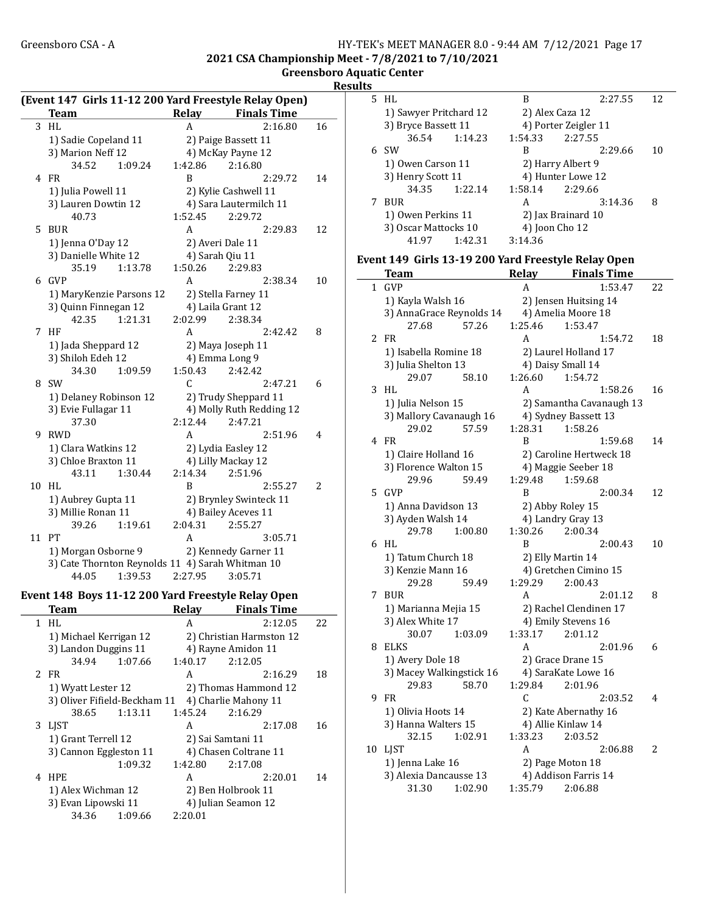## 2021 CSA Championship Meet - 7/8/2021 to 7/10/2021

### Greensboro Aquatic Center

### Results

### (Event 147 Girls 11-12 200 Yard Freestyle Relay Open)

| | Team | Relay | Finals Time | Points |
|---|---|---|---|---|
| 3 | HL | A | 2:16.80 | 16 |
| | 1) Sadie Copeland 11 | 2) Paige Bassett 11 | | |
| | 3) Marion Neff 12 | 4) McKay Payne 12 | | |
| | 34.52 1:09.24 | 1:42.86 | 2:16.80 | |
| 4 | FR | B | 2:29.72 | 14 |
| | 1) Julia Powell 11 | 2) Kylie Cashwell 11 | | |
| | 3) Lauren Dowtin 12 | 4) Sara Lautermilch 11 | | |
| | 40.73 | 1:52.45 | 2:29.72 | |
| 5 | BUR | A | 2:29.83 | 12 |
| | 1) Jenna O'Day 12 | 2) Averi Dale 11 | | |
| | 3) Danielle White 12 | 4) Sarah Qiu 11 | | |
| | 35.19 1:13.78 | 1:50.26 | 2:29.83 | |
| 6 | GVP | A | 2:38.34 | 10 |
| | 1) MaryKenzie Parsons 12 | 2) Stella Farney 11 | | |
| | 3) Quinn Finnegan 12 | 4) Laila Grant 12 | | |
| | 42.35 1:21.31 | 2:02.99 | 2:38.34 | |
| 7 | HF | A | 2:42.42 | 8 |
| | 1) Jada Sheppard 12 | 2) Maya Joseph 11 | | |
| | 3) Shiloh Edeh 12 | 4) Emma Long 9 | | |
| | 34.30 1:09.59 | 1:50.43 | 2:42.42 | |
| 8 | SW | C | 2:47.21 | 6 |
| | 1) Delaney Robinson 12 | 2) Trudy Sheppard 11 | | |
| | 3) Evie Fullagar 11 | 4) Molly Ruth Redding 12 | | |
| | 37.30 | 2:12.44 | 2:47.21 | |
| 9 | RWD | A | 2:51.96 | 4 |
| | 1) Clara Watkins 12 | 2) Lydia Easley 12 | | |
| | 3) Chloe Braxton 11 | 4) Lilly Mackay 12 | | |
| | 43.11 1:30.44 | 2:14.34 | 2:51.96 | |
| 10 | HL | B | 2:55.27 | 2 |
| | 1) Aubrey Gupta 11 | 2) Brynley Swinteck 11 | | |
| | 3) Millie Ronan 11 | 4) Bailey Aceves 11 | | |
| | 39.26 1:19.61 | 2:04.31 | 2:55.27 | |
| 11 | PT | A | 3:05.71 | |
| | 1) Morgan Osborne 9 | 2) Kennedy Garner 11 | | |
| | 3) Cate Thornton Reynolds 11 | 4) Sarah Whitman 10 | | |
| | 44.05 1:39.53 | 2:27.95 | 3:05.71 | |

### Event 148 Boys 11-12 200 Yard Freestyle Relay Open

| | Team | Relay | Finals Time | Points |
|---|---|---|---|---|
| 1 | HL | A | 2:12.05 | 22 |
| | 1) Michael Kerrigan 12 | 2) Christian Harmston 12 | | |
| | 3) Landon Duggins 11 | 4) Rayne Amidon 11 | | |
| | 34.94 1:07.66 | 1:40.17 | 2:12.05 | |
| 2 | FR | A | 2:16.29 | 18 |
| | 1) Wyatt Lester 12 | 2) Thomas Hammond 12 | | |
| | 3) Oliver Fifield-Beckham 11 | 4) Charlie Mahony 11 | | |
| | 38.65 1:13.11 | 1:45.24 | 2:16.29 | |
| 3 | LJST | A | 2:17.08 | 16 |
| | 1) Grant Terrell 12 | 2) Sai Samtani 11 | | |
| | 3) Cannon Eggleston 11 | 4) Chasen Coltrane 11 | | |
| | 1:09.32 | 1:42.80 | 2:17.08 | |
| 4 | HPE | A | 2:20.01 | 14 |
| | 1) Alex Wichman 12 | 2) Ben Holbrook 11 | | |
| | 3) Evan Lipowski 11 | 4) Julian Seamon 12 | | |
| | 34.36 1:09.66 | 2:20.01 | | |
| 5 | HL | B | 2:27.55 | 12 |
| | 1) Sawyer Pritchard 12 | 2) Alex Caza 12 | | |
| | 3) Bryce Bassett 11 | 4) Porter Zeigler 11 | | |
| | 36.54 1:14.23 | 1:54.33 | 2:27.55 | |
| 6 | SW | B | 2:29.66 | 10 |
| | 1) Owen Carson 11 | 2) Harry Albert 9 | | |
| | 3) Henry Scott 11 | 4) Hunter Lowe 12 | | |
| | 34.35 1:22.14 | 1:58.14 | 2:29.66 | |
| 7 | BUR | A | 3:14.36 | 8 |
| | 1) Owen Perkins 11 | 2) Jax Brainard 10 | | |
| | 3) Oscar Mattocks 10 | 4) Joon Cho 12 | | |
| | 41.97 1:42.31 | 3:14.36 | | |

### Event 149 Girls 13-19 200 Yard Freestyle Relay Open

| | Team | Relay | Finals Time | Points |
|---|---|---|---|---|
| 1 | GVP | A | 1:53.47 | 22 |
| | 1) Kayla Walsh 16 | 2) Jensen Huitsing 14 | | |
| | 3) AnnaGrace Reynolds 14 | 4) Amelia Moore 18 | | |
| | 27.68 57.26 | 1:25.46 | 1:53.47 | |
| 2 | FR | A | 1:54.72 | 18 |
| | 1) Isabella Romine 18 | 2) Laurel Holland 17 | | |
| | 3) Julia Shelton 13 | 4) Daisy Small 14 | | |
| | 29.07 58.10 | 1:26.60 | 1:54.72 | |
| 3 | HL | A | 1:58.26 | 16 |
| | 1) Julia Nelson 15 | 2) Samantha Cavanaugh 13 | | |
| | 3) Mallory Cavanaugh 16 | 4) Sydney Bassett 13 | | |
| | 29.02 57.59 | 1:28.31 | 1:58.26 | |
| 4 | FR | B | 1:59.68 | 14 |
| | 1) Claire Holland 16 | 2) Caroline Hertweck 18 | | |
| | 3) Florence Walton 15 | 4) Maggie Seeber 18 | | |
| | 29.96 59.49 | 1:29.48 | 1:59.68 | |
| 5 | GVP | B | 2:00.34 | 12 |
| | 1) Anna Davidson 13 | 2) Abby Roley 15 | | |
| | 3) Ayden Walsh 14 | 4) Landry Gray 13 | | |
| | 29.78 1:00.80 | 1:30.26 | 2:00.34 | |
| 6 | HL | B | 2:00.43 | 10 |
| | 1) Tatum Church 18 | 2) Elly Martin 14 | | |
| | 3) Kenzie Mann 16 | 4) Gretchen Cimino 15 | | |
| | 29.28 59.49 | 1:29.29 | 2:00.43 | |
| 7 | BUR | A | 2:01.12 | 8 |
| | 1) Marianna Mejia 15 | 2) Rachel Clendinen 17 | | |
| | 3) Alex White 17 | 4) Emily Stevens 16 | | |
| | 30.07 1:03.09 | 1:33.17 | 2:01.12 | |
| 8 | ELKS | A | 2:01.96 | 6 |
| | 1) Avery Dole 18 | 2) Grace Drane 15 | | |
| | 3) Macey Walkingstick 16 | 4) SaraKate Lowe 16 | | |
| | 29.83 58.70 | 1:29.84 | 2:01.96 | |
| 9 | FR | C | 2:03.52 | 4 |
| | 1) Olivia Hoots 14 | 2) Kate Abernathy 16 | | |
| | 3) Hanna Walters 15 | 4) Allie Kinlaw 14 | | |
| | 32.15 1:02.91 | 1:33.23 | 2:03.52 | |
| 10 | LJST | A | 2:06.88 | 2 |
| | 1) Jenna Lake 16 | 2) Page Moton 18 | | |
| | 3) Alexia Dancausse 13 | 4) Addison Farris 14 | | |
| | 31.30 1:02.90 | 1:35.79 | 2:06.88 | |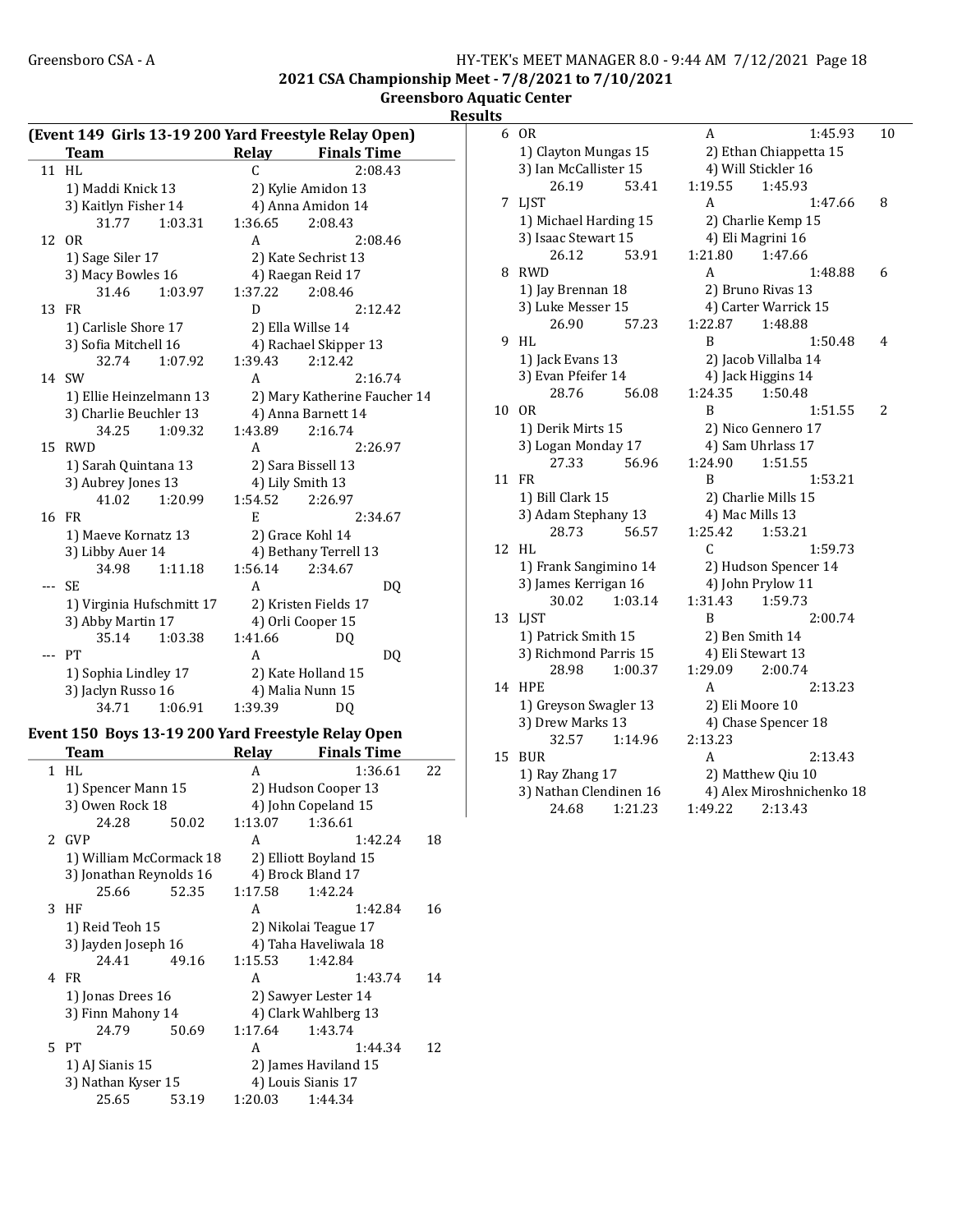**2021 CSA Championship Meet - 7/8/2021 to 7/10/2021**
**Greensboro Aquatic Center**
**Results**

## (Event 149 Girls 13-19 200 Yard Freestyle Relay Open)

| | Team | Relay | Finals Time |
|---|---|---|---|
| 11 | HL | C | 2:08.43 |
| | 1) Maddi Knick 13 | 2) Kylie Amidon 13 | |
| | 3) Kaitlyn Fisher 14 | 4) Anna Amidon 14 | |
| | 31.77 1:03.31 | 1:36.65 2:08.43 | |
| 12 | OR | A | 2:08.46 |
| | 1) Sage Siler 17 | 2) Kate Sechrist 13 | |
| | 3) Macy Bowles 16 | 4) Raegan Reid 17 | |
| | 31.46 1:03.97 | 1:37.22 2:08.46 | |
| 13 | FR | D | 2:12.42 |
| | 1) Carlisle Shore 17 | 2) Ella Willse 14 | |
| | 3) Sofia Mitchell 16 | 4) Rachael Skipper 13 | |
| | 32.74 1:07.92 | 1:39.43 2:12.42 | |
| 14 | SW | A | 2:16.74 |
| | 1) Ellie Heinzelmann 13 | 2) Mary Katherine Faucher 14 | |
| | 3) Charlie Beuchler 13 | 4) Anna Barnett 14 | |
| | 34.25 1:09.32 | 1:43.89 2:16.74 | |
| 15 | RWD | A | 2:26.97 |
| | 1) Sarah Quintana 13 | 2) Sara Bissell 13 | |
| | 3) Aubrey Jones 13 | 4) Lily Smith 13 | |
| | 41.02 1:20.99 | 1:54.52 2:26.97 | |
| 16 | FR | E | 2:34.67 |
| | 1) Maeve Kornatz 13 | 2) Grace Kohl 14 | |
| | 3) Libby Auer 14 | 4) Bethany Terrell 13 | |
| | 34.98 1:11.18 | 1:56.14 2:34.67 | |
| --- | SE | A | DQ |
| | 1) Virginia Hufschmitt 17 | 2) Kristen Fields 17 | |
| | 3) Abby Martin 17 | 4) Orli Cooper 15 | |
| | 35.14 1:03.38 | 1:41.66 DQ | |
| --- | PT | A | DQ |
| | 1) Sophia Lindley 17 | 2) Kate Holland 15 | |
| | 3) Jaclyn Russo 16 | 4) Malia Nunn 15 | |
| | 34.71 1:06.91 | 1:39.39 DQ | |

## Event 150 Boys 13-19 200 Yard Freestyle Relay Open

| | Team | Relay | Finals Time | |
|---|---|---|---|---|
| 1 | HL | A | 1:36.61 | 22 |
| | 1) Spencer Mann 15 | 2) Hudson Cooper 13 | | |
| | 3) Owen Rock 18 | 4) John Copeland 15 | | |
| | 24.28 50.02 | 1:13.07 1:36.61 | | |
| 2 | GVP | A | 1:42.24 | 18 |
| | 1) William McCormack 18 | 2) Elliott Boyland 15 | | |
| | 3) Jonathan Reynolds 16 | 4) Brock Bland 17 | | |
| | 25.66 52.35 | 1:17.58 1:42.24 | | |
| 3 | HF | A | 1:42.84 | 16 |
| | 1) Reid Teoh 15 | 2) Nikolai Teague 17 | | |
| | 3) Jayden Joseph 16 | 4) Taha Haveliwala 18 | | |
| | 24.41 49.16 | 1:15.53 1:42.84 | | |
| 4 | FR | A | 1:43.74 | 14 |
| | 1) Jonas Drees 16 | 2) Sawyer Lester 14 | | |
| | 3) Finn Mahony 14 | 4) Clark Wahlberg 13 | | |
| | 24.79 50.69 | 1:17.64 1:43.74 | | |
| 5 | PT | A | 1:44.34 | 12 |
| | 1) AJ Sianis 15 | 2) James Haviland 15 | | |
| | 3) Nathan Kyser 15 | 4) Louis Sianis 17 | | |
| | 25.65 53.19 | 1:20.03 1:44.34 | | |
| 6 | OR | A | 1:45.93 | 10 |
| | 1) Clayton Mungas 15 | 2) Ethan Chiappetta 15 | | |
| | 3) Ian McCallister 15 | 4) Will Stickler 16 | | |
| | 26.19 53.41 | 1:19.55 1:45.93 | | |
| 7 | LJST | A | 1:47.66 | 8 |
| | 1) Michael Harding 15 | 2) Charlie Kemp 15 | | |
| | 3) Isaac Stewart 15 | 4) Eli Magrini 16 | | |
| | 26.12 53.91 | 1:21.80 1:47.66 | | |
| 8 | RWD | A | 1:48.88 | 6 |
| | 1) Jay Brennan 18 | 2) Bruno Rivas 13 | | |
| | 3) Luke Messer 15 | 4) Carter Warrick 15 | | |
| | 26.90 57.23 | 1:22.87 1:48.88 | | |
| 9 | HL | B | 1:50.48 | 4 |
| | 1) Jack Evans 13 | 2) Jacob Villalba 14 | | |
| | 3) Evan Pfeifer 14 | 4) Jack Higgins 14 | | |
| | 28.76 56.08 | 1:24.35 1:50.48 | | |
| 10 | OR | B | 1:51.55 | 2 |
| | 1) Derik Mirts 15 | 2) Nico Gennero 17 | | |
| | 3) Logan Monday 17 | 4) Sam Uhrlass 17 | | |
| | 27.33 56.96 | 1:24.90 1:51.55 | | |
| 11 | FR | B | 1:53.21 | |
| | 1) Bill Clark 15 | 2) Charlie Mills 15 | | |
| | 3) Adam Stephany 13 | 4) Mac Mills 13 | | |
| | 28.73 56.57 | 1:25.42 1:53.21 | | |
| 12 | HL | C | 1:59.73 | |
| | 1) Frank Sangimino 14 | 2) Hudson Spencer 14 | | |
| | 3) James Kerrigan 16 | 4) John Prylow 11 | | |
| | 30.02 1:03.14 | 1:31.43 1:59.73 | | |
| 13 | LJST | B | 2:00.74 | |
| | 1) Patrick Smith 15 | 2) Ben Smith 14 | | |
| | 3) Richmond Parris 15 | 4) Eli Stewart 13 | | |
| | 28.98 1:00.37 | 1:29.09 2:00.74 | | |
| 14 | HPE | A | 2:13.23 | |
| | 1) Greyson Swagler 13 | 2) Eli Moore 10 | | |
| | 3) Drew Marks 13 | 4) Chase Spencer 18 | | |
| | 32.57 1:14.96 | 2:13.23 | | |
| 15 | BUR | A | 2:13.43 | |
| | 1) Ray Zhang 17 | 2) Matthew Qiu 10 | | |
| | 3) Nathan Clendinen 16 | 4) Alex Miroshnichenko 18 | | |
| | 24.68 1:21.23 | 1:49.22 2:13.43 | | |